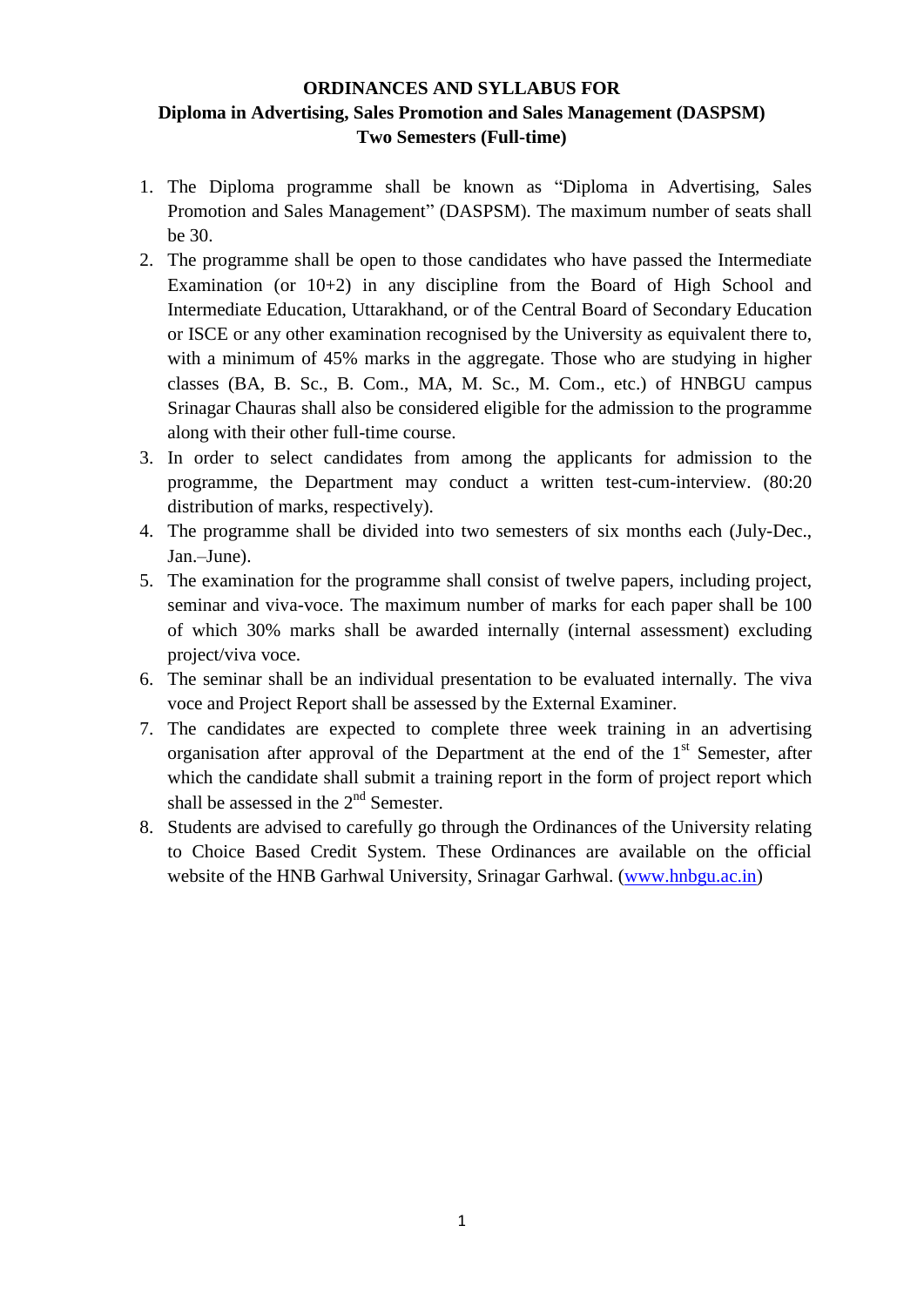# ORDINANCES AND SYLLABUS FOR
## Diploma in Advertising, Sales Promotion and Sales Management (DASPSM)
### Two Semesters (Full-time)

1. The Diploma programme shall be known as "Diploma in Advertising, Sales Promotion and Sales Management" (DASPSM). The maximum number of seats shall be 30.
2. The programme shall be open to those candidates who have passed the Intermediate Examination (or 10+2) in any discipline from the Board of High School and Intermediate Education, Uttarakhand, or of the Central Board of Secondary Education or ISCE or any other examination recognised by the University as equivalent there to, with a minimum of 45% marks in the aggregate. Those who are studying in higher classes (BA, B. Sc., B. Com., MA, M. Sc., M. Com., etc.) of HNBGU campus Srinagar Chauras shall also be considered eligible for the admission to the programme along with their other full-time course.
3. In order to select candidates from among the applicants for admission to the programme, the Department may conduct a written test-cum-interview. (80:20 distribution of marks, respectively).
4. The programme shall be divided into two semesters of six months each (July-Dec., Jan.–June).
5. The examination for the programme shall consist of twelve papers, including project, seminar and viva-voce. The maximum number of marks for each paper shall be 100 of which 30% marks shall be awarded internally (internal assessment) excluding project/viva voce.
6. The seminar shall be an individual presentation to be evaluated internally. The viva voce and Project Report shall be assessed by the External Examiner.
7. The candidates are expected to complete three week training in an advertising organisation after approval of the Department at the end of the 1st Semester, after which the candidate shall submit a training report in the form of project report which shall be assessed in the 2nd Semester.
8. Students are advised to carefully go through the Ordinances of the University relating to Choice Based Credit System. These Ordinances are available on the official website of the HNB Garhwal University, Srinagar Garhwal. (www.hnbgu.ac.in)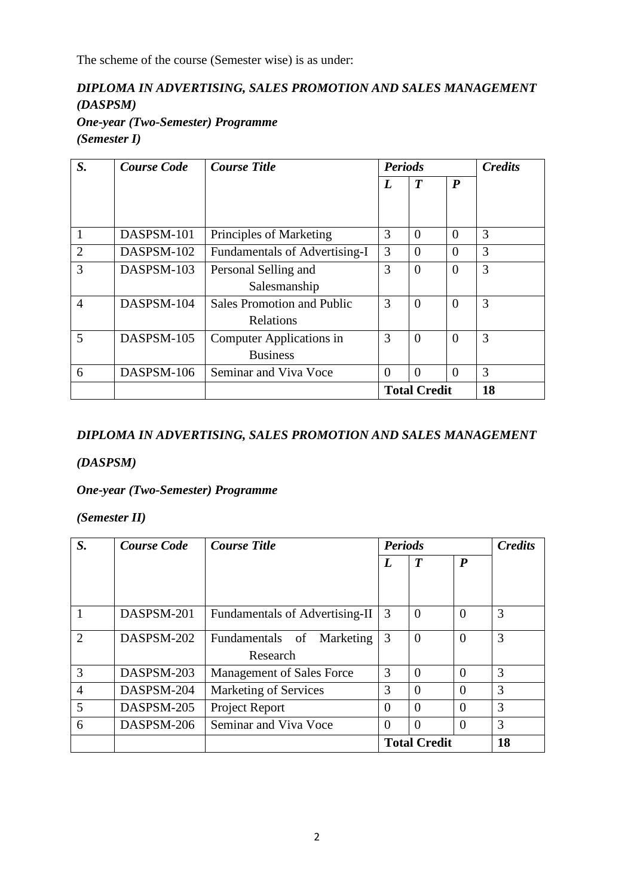The scheme of the course (Semester wise) is as under:

***DIPLOMA IN ADVERTISING, SALES PROMOTION AND SALES MANAGEMENT (DASPSM)***
***One-year (Two-Semester) Programme***
***(Semester I)***

| ***S.*** | ***Course Code*** | ***Course Title*** | ***Periods*** | | | ***Credits*** |
|---|---|---|---|---|---|---|
| | | | ***L*** | ***T*** | ***P*** | |
| 1 | DASPSM-101 | Principles of Marketing | 3 | 0 | 0 | 3 |
| 2 | DASPSM-102 | Fundamentals of Advertising-I | 3 | 0 | 0 | 3 |
| 3 | DASPSM-103 | Personal Selling and Salesmanship | 3 | 0 | 0 | 3 |
| 4 | DASPSM-104 | Sales Promotion and Public Relations | 3 | 0 | 0 | 3 |
| 5 | DASPSM-105 | Computer Applications in Business | 3 | 0 | 0 | 3 |
| 6 | DASPSM-106 | Seminar and Viva Voce | 0 | 0 | 0 | 3 |
| | | | **Total Credit** | | | **18** |

***DIPLOMA IN ADVERTISING, SALES PROMOTION AND SALES MANAGEMENT***

***(DASPSM)***

***One-year (Two-Semester) Programme***

***(Semester II)***

| ***S.*** | ***Course Code*** | ***Course Title*** | ***Periods*** | | | ***Credits*** |
|---|---|---|---|---|---|---|
| | | | ***L*** | ***T*** | ***P*** | |
| 1 | DASPSM-201 | Fundamentals of Advertising-II | 3 | 0 | 0 | 3 |
| 2 | DASPSM-202 | Fundamentals of Marketing Research | 3 | 0 | 0 | 3 |
| 3 | DASPSM-203 | Management of Sales Force | 3 | 0 | 0 | 3 |
| 4 | DASPSM-204 | Marketing of Services | 3 | 0 | 0 | 3 |
| 5 | DASPSM-205 | Project Report | 0 | 0 | 0 | 3 |
| 6 | DASPSM-206 | Seminar and Viva Voce | 0 | 0 | 0 | 3 |
| | | | **Total Credit** | | | **18** |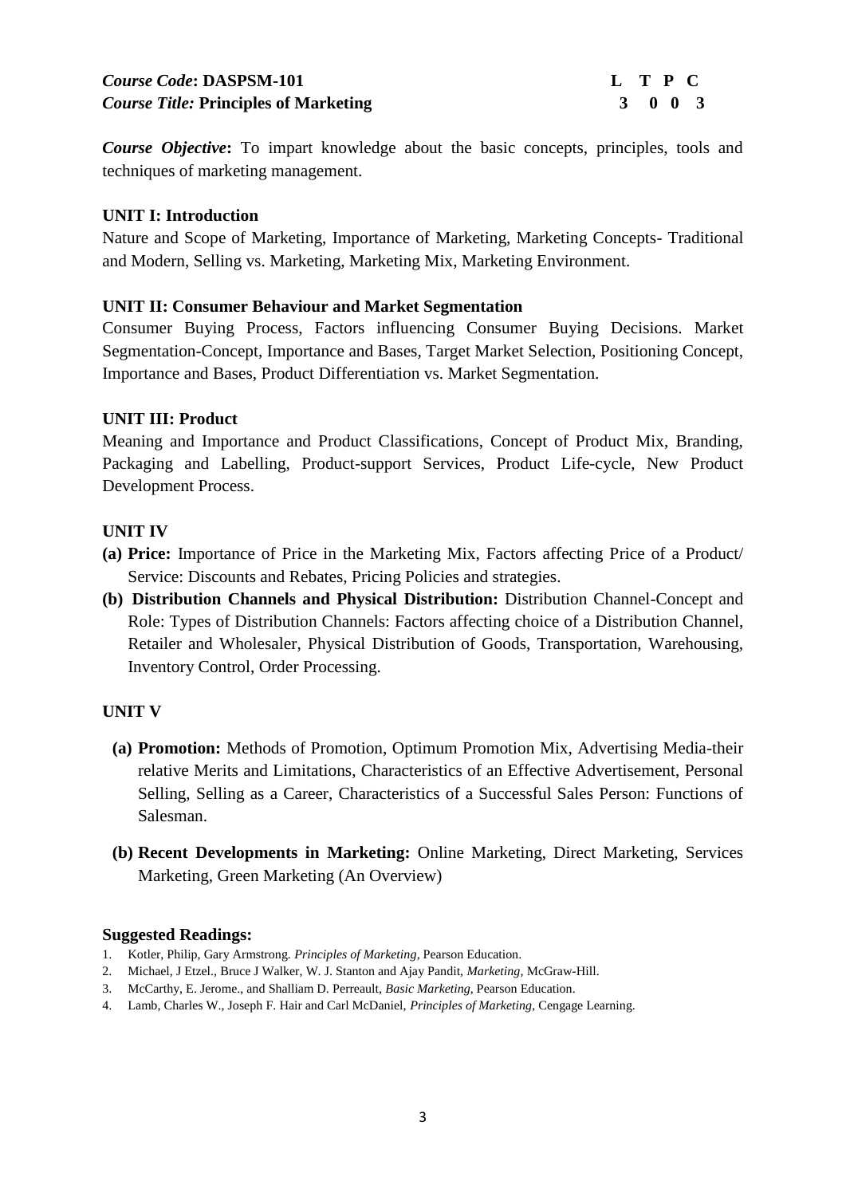***Course Code*: DASPSM-101** **L T P C**

***Course Title:* Principles of Marketing** **3 0 0 3**

***Course Objective*:** To impart knowledge about the basic concepts, principles, tools and techniques of marketing management.

**UNIT I: Introduction**

Nature and Scope of Marketing, Importance of Marketing, Marketing Concepts- Traditional and Modern, Selling vs. Marketing, Marketing Mix, Marketing Environment.

**UNIT II: Consumer Behaviour and Market Segmentation**

Consumer Buying Process, Factors influencing Consumer Buying Decisions. Market Segmentation-Concept, Importance and Bases, Target Market Selection, Positioning Concept, Importance and Bases, Product Differentiation vs. Market Segmentation.

**UNIT III: Product**

Meaning and Importance and Product Classifications, Concept of Product Mix, Branding, Packaging and Labelling, Product-support Services, Product Life-cycle, New Product Development Process.

**UNIT IV**

**(a) Price:** Importance of Price in the Marketing Mix, Factors affecting Price of a Product/ Service: Discounts and Rebates, Pricing Policies and strategies.

**(b) Distribution Channels and Physical Distribution:** Distribution Channel-Concept and Role: Types of Distribution Channels: Factors affecting choice of a Distribution Channel, Retailer and Wholesaler, Physical Distribution of Goods, Transportation, Warehousing, Inventory Control, Order Processing.

**UNIT V**

**(a) Promotion:** Methods of Promotion, Optimum Promotion Mix, Advertising Media-their relative Merits and Limitations, Characteristics of an Effective Advertisement, Personal Selling, Selling as a Career, Characteristics of a Successful Sales Person: Functions of Salesman.

**(b) Recent Developments in Marketing:** Online Marketing, Direct Marketing, Services Marketing, Green Marketing (An Overview)

**Suggested Readings:**

1. Kotler, Philip, Gary Armstrong. *Principles of Marketing*, Pearson Education.
2. Michael, J Etzel., Bruce J Walker, W. J. Stanton and Ajay Pandit, *Marketing*, McGraw-Hill.
3. McCarthy, E. Jerome., and Shalliam D. Perreault, *Basic Marketing*, Pearson Education.
4. Lamb, Charles W., Joseph F. Hair and Carl McDaniel, *Principles of Marketing*, Cengage Learning.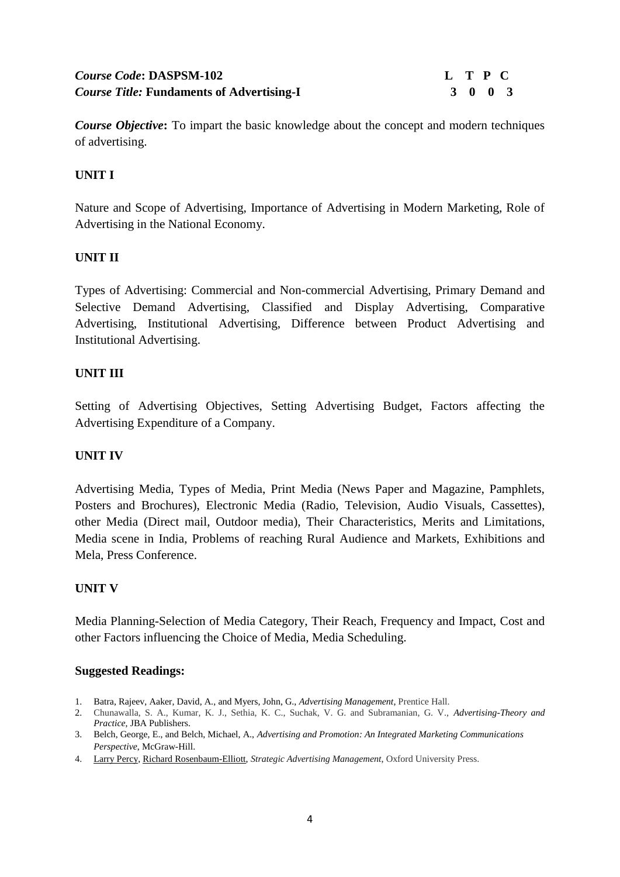***Course Code*: DASPSM-102** | **L T P C**
***Course Title:* Fundaments of Advertising-I** | **3 0 0 3**

| | L | T | P | C |
|---|---|---|---|---|
| ***Course Code*: DASPSM-102** | | | | |
| ***Course Title:* Fundaments of Advertising-I** | **3** | **0** | **0** | **3** |

***Course Objective*:** To impart the basic knowledge about the concept and modern techniques of advertising.

**UNIT I**

Nature and Scope of Advertising, Importance of Advertising in Modern Marketing, Role of Advertising in the National Economy.

**UNIT II**

Types of Advertising: Commercial and Non-commercial Advertising, Primary Demand and Selective Demand Advertising, Classified and Display Advertising, Comparative Advertising, Institutional Advertising, Difference between Product Advertising and Institutional Advertising.

**UNIT III**

Setting of Advertising Objectives, Setting Advertising Budget, Factors affecting the Advertising Expenditure of a Company.

**UNIT IV**

Advertising Media, Types of Media, Print Media (News Paper and Magazine, Pamphlets, Posters and Brochures), Electronic Media (Radio, Television, Audio Visuals, Cassettes), other Media (Direct mail, Outdoor media), Their Characteristics, Merits and Limitations, Media scene in India, Problems of reaching Rural Audience and Markets, Exhibitions and Mela, Press Conference.

**UNIT V**

Media Planning-Selection of Media Category, Their Reach, Frequency and Impact, Cost and other Factors influencing the Choice of Media, Media Scheduling.

**Suggested Readings:**

1. Batra, Rajeev, Aaker, David, A., and Myers, John, G., *Advertising Management*, Prentice Hall.
2. Chunawalla, S. A., Kumar, K. J., Sethia, K. C., Suchak, V. G. and Subramanian, G. V., *Advertising-Theory and Practice,* JBA Publishers.
3. Belch, George, E., and Belch, Michael, A., *Advertising and Promotion: An Integrated Marketing Communications Perspective*, McGraw-Hill.
4. Larry Percy, Richard Rosenbaum-Elliott, *Strategic Advertising Management*, Oxford University Press.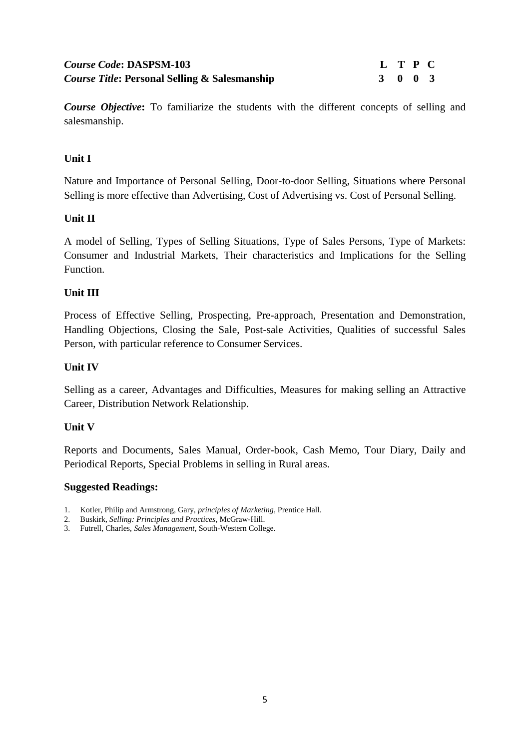***Course Code*: DASPSM-103**
***Course Title*: Personal Selling & Salesmanship**

| L | T | P | C |
|---|---|---|---|
| 3 | 0 | 0 | 3 |

***Course Objective*:** To familiarize the students with the different concepts of selling and salesmanship.

**Unit I**

Nature and Importance of Personal Selling, Door-to-door Selling, Situations where Personal Selling is more effective than Advertising, Cost of Advertising vs. Cost of Personal Selling.

**Unit II**

A model of Selling, Types of Selling Situations, Type of Sales Persons, Type of Markets: Consumer and Industrial Markets, Their characteristics and Implications for the Selling Function.

**Unit III**

Process of Effective Selling, Prospecting, Pre-approach, Presentation and Demonstration, Handling Objections, Closing the Sale, Post-sale Activities, Qualities of successful Sales Person, with particular reference to Consumer Services.

**Unit IV**

Selling as a career, Advantages and Difficulties, Measures for making selling an Attractive Career, Distribution Network Relationship.

**Unit V**

Reports and Documents, Sales Manual, Order-book, Cash Memo, Tour Diary, Daily and Periodical Reports, Special Problems in selling in Rural areas.

**Suggested Readings:**

1. Kotler, Philip and Armstrong, Gary, *principles of Marketing*, Prentice Hall.
2. Buskirk, *Selling: Principles and Practices*, McGraw-Hill.
3. Futrell, Charles, *Sales Management*, South-Western College.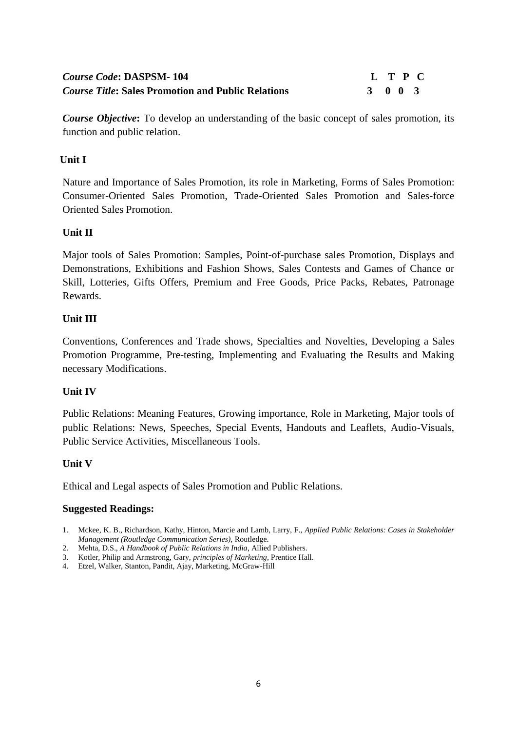***Course Code*: DASPSM- 104** | **L T P C**
***Course Title*: Sales Promotion and Public Relations** | **3 0 0 3**

***Course Objective*:** To develop an understanding of the basic concept of sales promotion, its function and public relation.

**Unit I**

Nature and Importance of Sales Promotion, its role in Marketing, Forms of Sales Promotion: Consumer-Oriented Sales Promotion, Trade-Oriented Sales Promotion and Sales-force Oriented Sales Promotion.

**Unit II**

Major tools of Sales Promotion: Samples, Point-of-purchase sales Promotion, Displays and Demonstrations, Exhibitions and Fashion Shows, Sales Contests and Games of Chance or Skill, Lotteries, Gifts Offers, Premium and Free Goods, Price Packs, Rebates, Patronage Rewards.

**Unit III**

Conventions, Conferences and Trade shows, Specialties and Novelties, Developing a Sales Promotion Programme, Pre-testing, Implementing and Evaluating the Results and Making necessary Modifications.

**Unit IV**

Public Relations: Meaning Features, Growing importance, Role in Marketing, Major tools of public Relations: News, Speeches, Special Events, Handouts and Leaflets, Audio-Visuals, Public Service Activities, Miscellaneous Tools.

**Unit V**

Ethical and Legal aspects of Sales Promotion and Public Relations.

**Suggested Readings:**

1. Mckee, K. B., Richardson, Kathy, Hinton, Marcie and Lamb, Larry, F., *Applied Public Relations: Cases in Stakeholder Management (Routledge Communication Series)*, Routledge.
2. Mehta, D.S., *A Handbook of Public Relations in India*, Allied Publishers.
3. Kotler, Philip and Armstrong, Gary, *principles of Marketing*, Prentice Hall.
4. Etzel, Walker, Stanton, Pandit, Ajay, Marketing, McGraw-Hill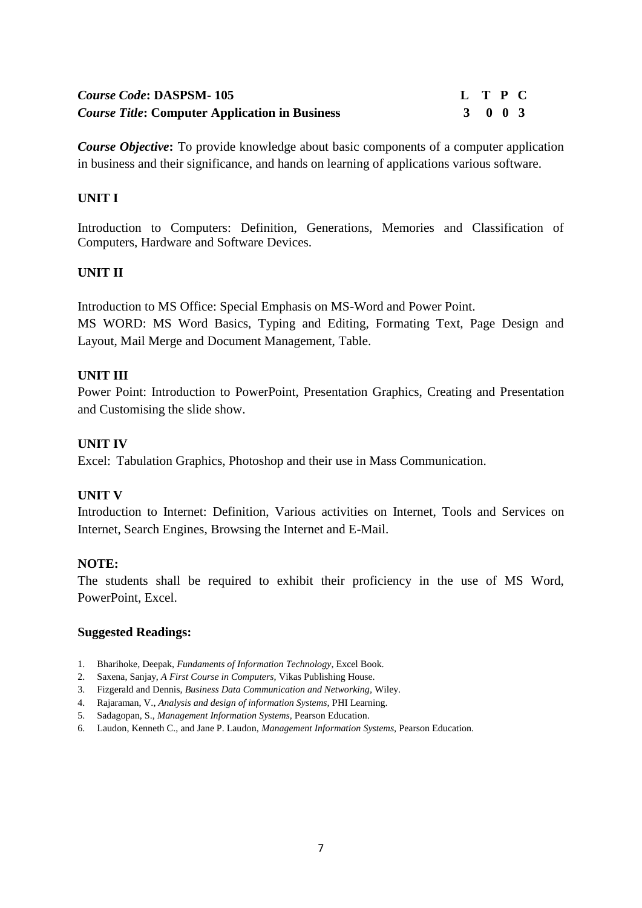| ***Course Code*: DASPSM- 105** | **L** | **T** | **P** | **C** |
|---|---|---|---|---|
| ***Course Title*: Computer Application in Business** | **3** | **0** | **0** | **3** |

***Course Objective*:** To provide knowledge about basic components of a computer application in business and their significance, and hands on learning of applications various software.

**UNIT I**

Introduction to Computers: Definition, Generations, Memories and Classification of Computers, Hardware and Software Devices.

**UNIT II**

Introduction to MS Office: Special Emphasis on MS-Word and Power Point.
MS WORD: MS Word Basics, Typing and Editing, Formating Text, Page Design and Layout, Mail Merge and Document Management, Table.

**UNIT III**

Power Point: Introduction to PowerPoint, Presentation Graphics, Creating and Presentation and Customising the slide show.

**UNIT IV**

Excel: Tabulation Graphics, Photoshop and their use in Mass Communication.

**UNIT V**

Introduction to Internet: Definition, Various activities on Internet, Tools and Services on Internet, Search Engines, Browsing the Internet and E-Mail.

**NOTE:**

The students shall be required to exhibit their proficiency in the use of MS Word, PowerPoint, Excel.

**Suggested Readings:**

1. Bharihoke, Deepak, *Fundaments of Information Technology*, Excel Book.
2. Saxena, Sanjay, *A First Course in Computers,* Vikas Publishing House.
3. Fizgerald and Dennis, *Business Data Communication and Networking*, Wiley.
4. Rajaraman, V., *Analysis and design of information Systems,* PHI Learning.
5. Sadagopan, S., *Management Information Systems,* Pearson Education.
6. Laudon, Kenneth C., and Jane P. Laudon, *Management Information Systems*, Pearson Education.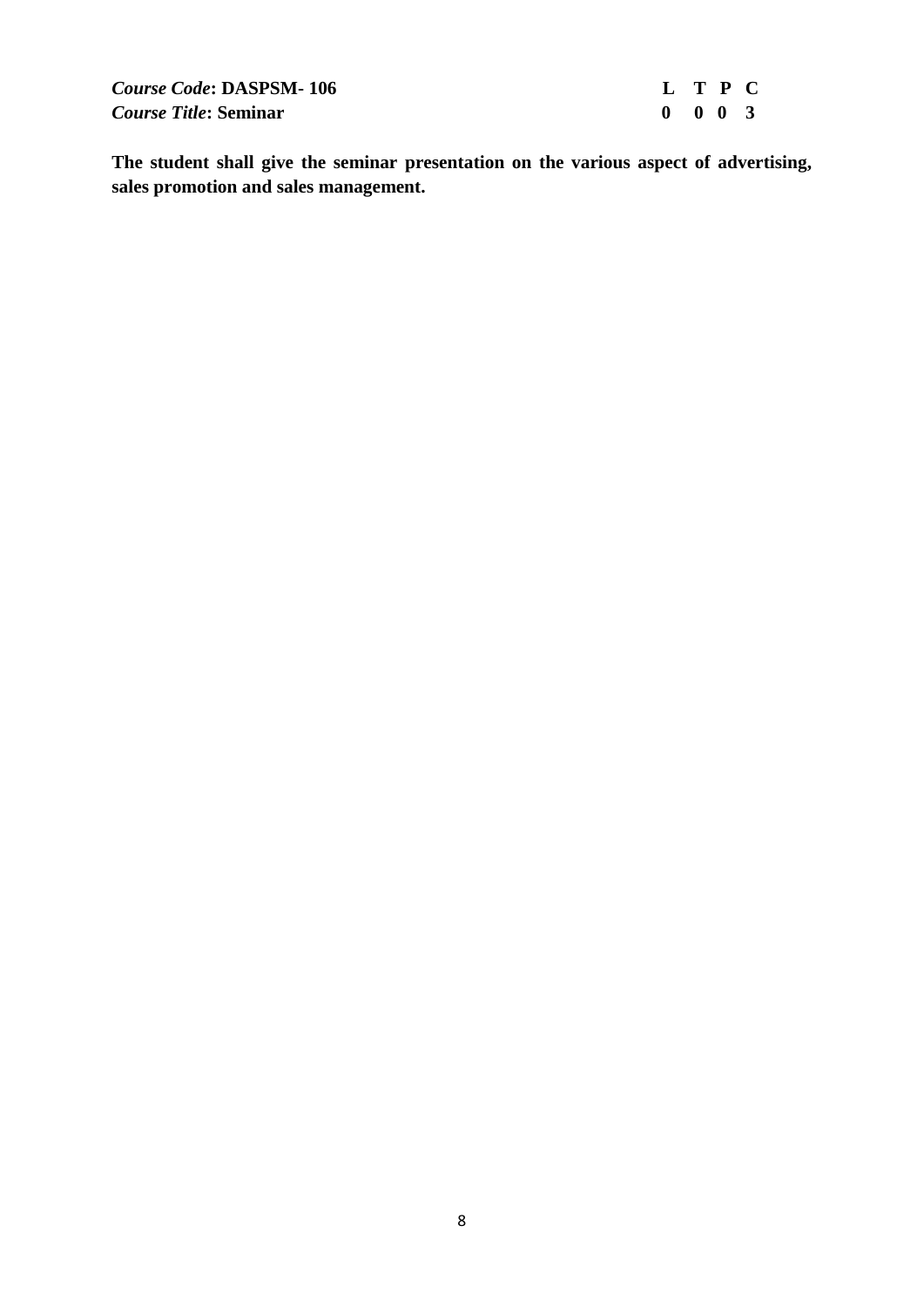***Course Code*: DASPSM- 106**
***Course Title*: Seminar**

| L | T | P | C |
|---|---|---|---|
| 0 | 0 | 0 | 3 |

**The student shall give the seminar presentation on the various aspect of advertising, sales promotion and sales management.**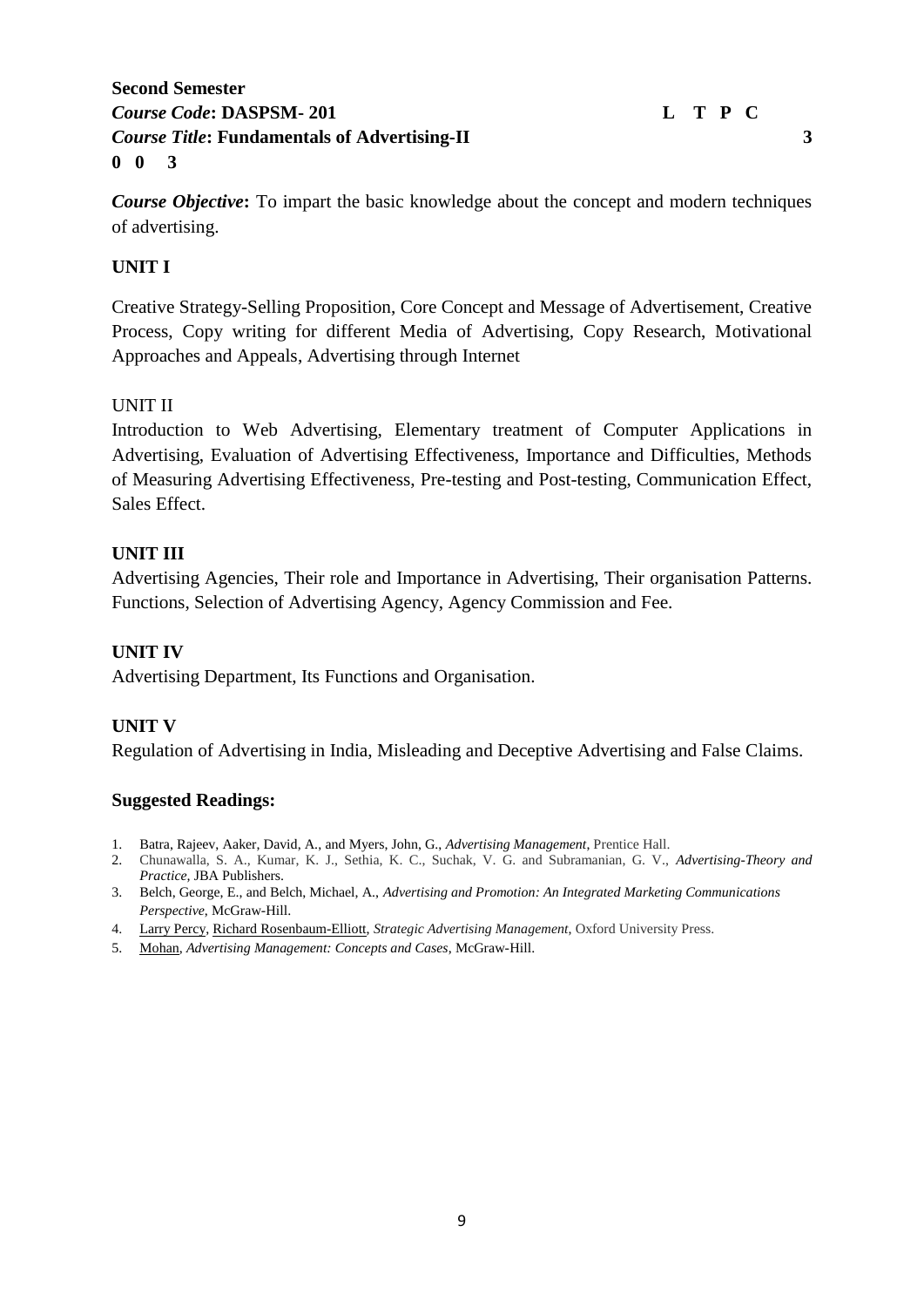**Second Semester**
***Course Code*: DASPSM- 201** **L T P C**
***Course Title*: Fundamentals of Advertising-II** **3 0 0 3**

***Course Objective*:** To impart the basic knowledge about the concept and modern techniques of advertising.

**UNIT I**

Creative Strategy-Selling Proposition, Core Concept and Message of Advertisement, Creative Process, Copy writing for different Media of Advertising, Copy Research, Motivational Approaches and Appeals, Advertising through Internet

UNIT II

Introduction to Web Advertising, Elementary treatment of Computer Applications in Advertising, Evaluation of Advertising Effectiveness, Importance and Difficulties, Methods of Measuring Advertising Effectiveness, Pre-testing and Post-testing, Communication Effect, Sales Effect.

**UNIT III**

Advertising Agencies, Their role and Importance in Advertising, Their organisation Patterns. Functions, Selection of Advertising Agency, Agency Commission and Fee.

**UNIT IV**

Advertising Department, Its Functions and Organisation.

**UNIT V**

Regulation of Advertising in India, Misleading and Deceptive Advertising and False Claims.

**Suggested Readings:**

1. Batra, Rajeev, Aaker, David, A., and Myers, John, G., *Advertising Management*, Prentice Hall.
2. Chunawalla, S. A., Kumar, K. J., Sethia, K. C., Suchak, V. G. and Subramanian, G. V., *Advertising-Theory and Practice*, JBA Publishers.
3. Belch, George, E., and Belch, Michael, A., *Advertising and Promotion: An Integrated Marketing Communications Perspective*, McGraw-Hill.
4. Larry Percy, Richard Rosenbaum-Elliott, *Strategic Advertising Management*, Oxford University Press.
5. Mohan, *Advertising Management: Concepts and Cases*, McGraw-Hill.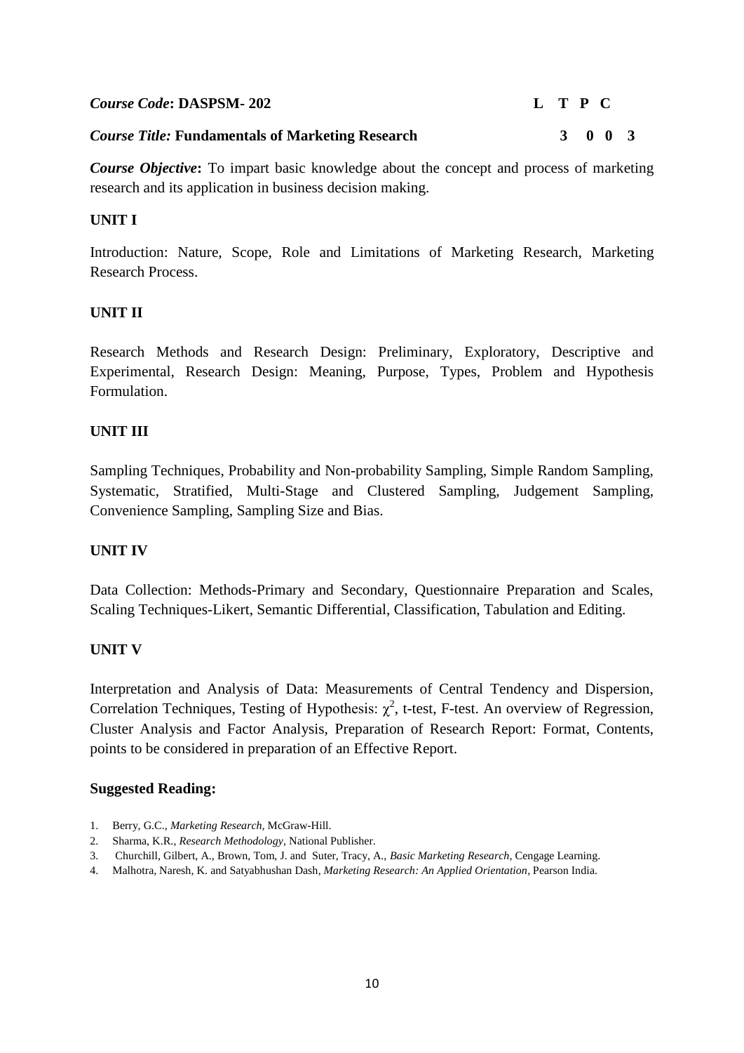***Course Code*: DASPSM- 202**

***Course Title:* Fundamentals of Marketing Research**

| L | T | P | C |
|---|---|---|---|
| 3 | 0 | 0 | 3 |

***Course Objective*:** To impart basic knowledge about the concept and process of marketing research and its application in business decision making.

**UNIT I**

Introduction: Nature, Scope, Role and Limitations of Marketing Research, Marketing Research Process.

**UNIT II**

Research Methods and Research Design: Preliminary, Exploratory, Descriptive and Experimental, Research Design: Meaning, Purpose, Types, Problem and Hypothesis Formulation.

**UNIT III**

Sampling Techniques, Probability and Non-probability Sampling, Simple Random Sampling, Systematic, Stratified, Multi-Stage and Clustered Sampling, Judgement Sampling, Convenience Sampling, Sampling Size and Bias.

**UNIT IV**

Data Collection: Methods-Primary and Secondary, Questionnaire Preparation and Scales, Scaling Techniques-Likert, Semantic Differential, Classification, Tabulation and Editing.

**UNIT V**

Interpretation and Analysis of Data: Measurements of Central Tendency and Dispersion, Correlation Techniques, Testing of Hypothesis: $\chi^2$, t-test, F-test. An overview of Regression, Cluster Analysis and Factor Analysis, Preparation of Research Report: Format, Contents, points to be considered in preparation of an Effective Report.

**Suggested Reading:**

1. Berry, G.C., *Marketing Research*, McGraw-Hill.
2. Sharma, K.R., *Research Methodology*, National Publisher.
3. Churchill, Gilbert, A., Brown, Tom, J. and Suter, Tracy, A., *Basic Marketing Research*, Cengage Learning.
4. Malhotra, Naresh, K. and Satyabhushan Dash, *Marketing Research: An Applied Orientation*, Pearson India.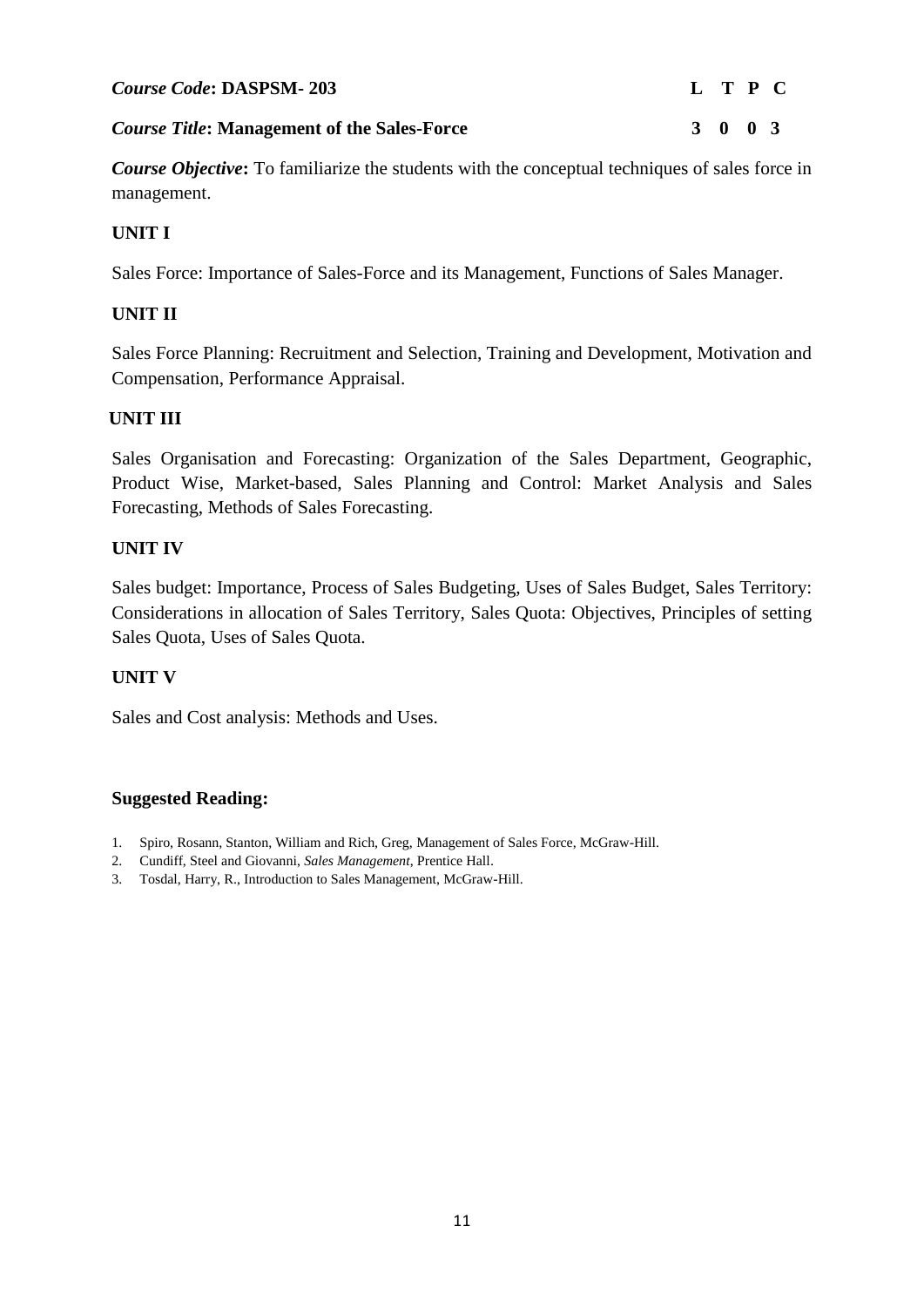***Course Code*: DASPSM- 203**

***Course Title*: Management of the Sales-Force**

| L | T | P | C |
|---|---|---|---|
| 3 | 0 | 0 | 3 |

***Course Objective*:** To familiarize the students with the conceptual techniques of sales force in management.

**UNIT I**

Sales Force: Importance of Sales-Force and its Management, Functions of Sales Manager.

**UNIT II**

Sales Force Planning: Recruitment and Selection, Training and Development, Motivation and Compensation, Performance Appraisal.

**UNIT III**

Sales Organisation and Forecasting: Organization of the Sales Department, Geographic, Product Wise, Market-based, Sales Planning and Control: Market Analysis and Sales Forecasting, Methods of Sales Forecasting.

**UNIT IV**

Sales budget: Importance, Process of Sales Budgeting, Uses of Sales Budget, Sales Territory: Considerations in allocation of Sales Territory, Sales Quota: Objectives, Principles of setting Sales Quota, Uses of Sales Quota.

**UNIT V**

Sales and Cost analysis: Methods and Uses.

**Suggested Reading:**

1. Spiro, Rosann, Stanton, William and Rich, Greg, Management of Sales Force, McGraw-Hill.
2. Cundiff, Steel and Giovanni, *Sales Management*, Prentice Hall.
3. Tosdal, Harry, R., Introduction to Sales Management, McGraw-Hill.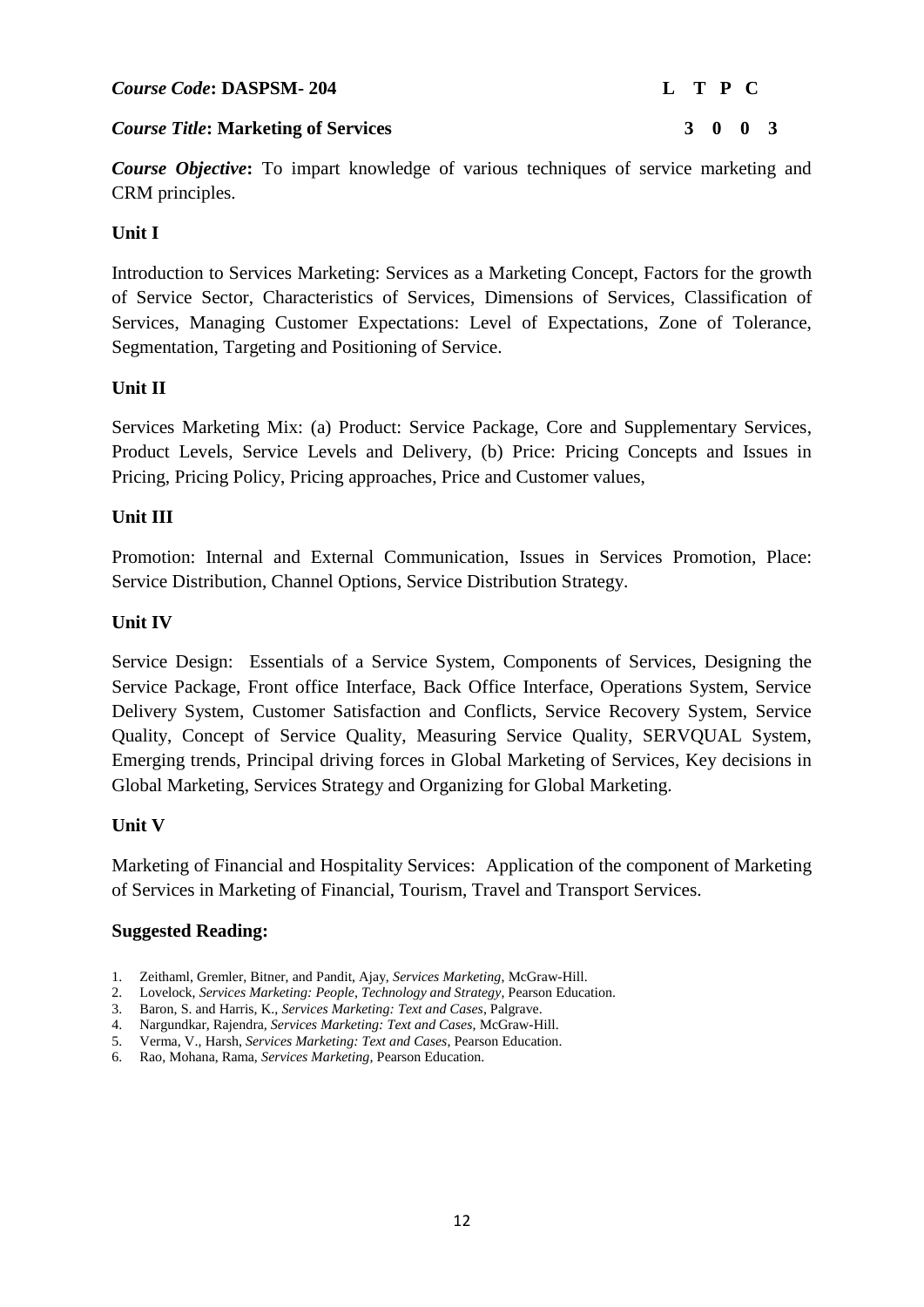***Course Code*: DASPSM- 204** **L T P C**

***Course Title*: Marketing of Services** **3 0 0 3**

***Course Objective*:** To impart knowledge of various techniques of service marketing and CRM principles.

**Unit I**

Introduction to Services Marketing: Services as a Marketing Concept, Factors for the growth of Service Sector, Characteristics of Services, Dimensions of Services, Classification of Services, Managing Customer Expectations: Level of Expectations, Zone of Tolerance, Segmentation, Targeting and Positioning of Service.

**Unit II**

Services Marketing Mix: (a) Product: Service Package, Core and Supplementary Services, Product Levels, Service Levels and Delivery, (b) Price: Pricing Concepts and Issues in Pricing, Pricing Policy, Pricing approaches, Price and Customer values,

**Unit III**

Promotion: Internal and External Communication, Issues in Services Promotion, Place: Service Distribution, Channel Options, Service Distribution Strategy.

**Unit IV**

Service Design: Essentials of a Service System, Components of Services, Designing the Service Package, Front office Interface, Back Office Interface, Operations System, Service Delivery System, Customer Satisfaction and Conflicts, Service Recovery System, Service Quality, Concept of Service Quality, Measuring Service Quality, SERVQUAL System, Emerging trends, Principal driving forces in Global Marketing of Services, Key decisions in Global Marketing, Services Strategy and Organizing for Global Marketing.

**Unit V**

Marketing of Financial and Hospitality Services: Application of the component of Marketing of Services in Marketing of Financial, Tourism, Travel and Transport Services.

**Suggested Reading:**

1. Zeithaml, Gremler, Bitner, and Pandit, Ajay, *Services Marketing*, McGraw-Hill.
2. Lovelock, *Services Marketing: People, Technology and Strategy*, Pearson Education.
3. Baron, S. and Harris, K., *Services Marketing: Text and Cases*, Palgrave.
4. Nargundkar, Rajendra, *Services Marketing: Text and Cases*, McGraw-Hill.
5. Verma, V., Harsh, *Services Marketing: Text and Cases*, Pearson Education.
6. Rao, Mohana, Rama, *Services Marketing*, Pearson Education.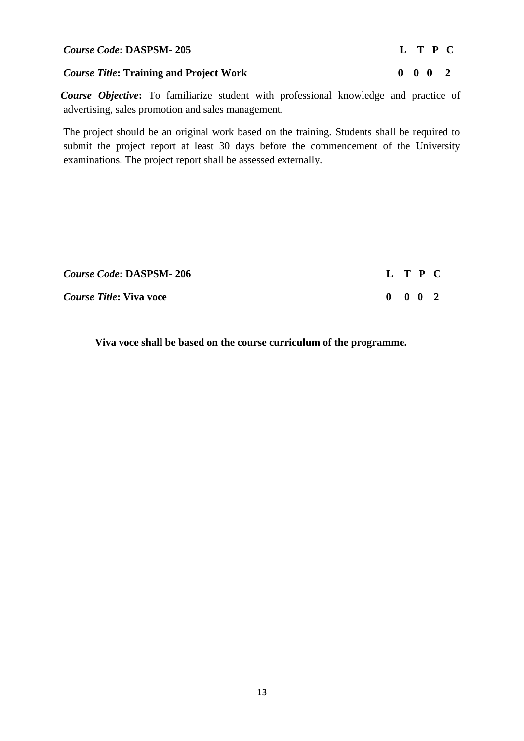| *Course Code*: **DASPSM- 205** | **L** | **T** | **P** | **C** |
| --- | --- | --- | --- | --- |
| *Course Title*: **Training and Project Work** | **0** | **0** | **0** | **2** |

***Course Objective*:** To familiarize student with professional knowledge and practice of advertising, sales promotion and sales management.

The project should be an original work based on the training. Students shall be required to submit the project report at least 30 days before the commencement of the University examinations. The project report shall be assessed externally.

| *Course Code*: **DASPSM- 206** | **L** | **T** | **P** | **C** |
| --- | --- | --- | --- | --- |
| *Course Title*: **Viva voce** | **0** | **0** | **0** | **2** |

**Viva voce shall be based on the course curriculum of the programme.**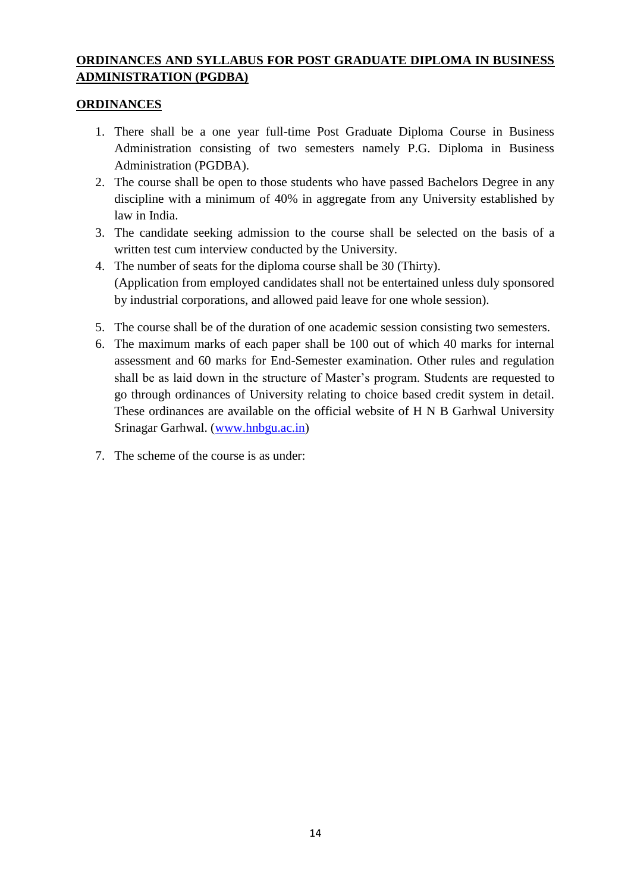## ORDINANCES AND SYLLABUS FOR POST GRADUATE DIPLOMA IN BUSINESS ADMINISTRATION (PGDBA)

### ORDINANCES

1. There shall be a one year full-time Post Graduate Diploma Course in Business Administration consisting of two semesters namely P.G. Diploma in Business Administration (PGDBA).
2. The course shall be open to those students who have passed Bachelors Degree in any discipline with a minimum of 40% in aggregate from any University established by law in India.
3. The candidate seeking admission to the course shall be selected on the basis of a written test cum interview conducted by the University.
4. The number of seats for the diploma course shall be 30 (Thirty).
   (Application from employed candidates shall not be entertained unless duly sponsored by industrial corporations, and allowed paid leave for one whole session).
5. The course shall be of the duration of one academic session consisting two semesters.
6. The maximum marks of each paper shall be 100 out of which 40 marks for internal assessment and 60 marks for End-Semester examination. Other rules and regulation shall be as laid down in the structure of Master's program. Students are requested to go through ordinances of University relating to choice based credit system in detail. These ordinances are available on the official website of H N B Garhwal University Srinagar Garhwal. (www.hnbgu.ac.in)
7. The scheme of the course is as under: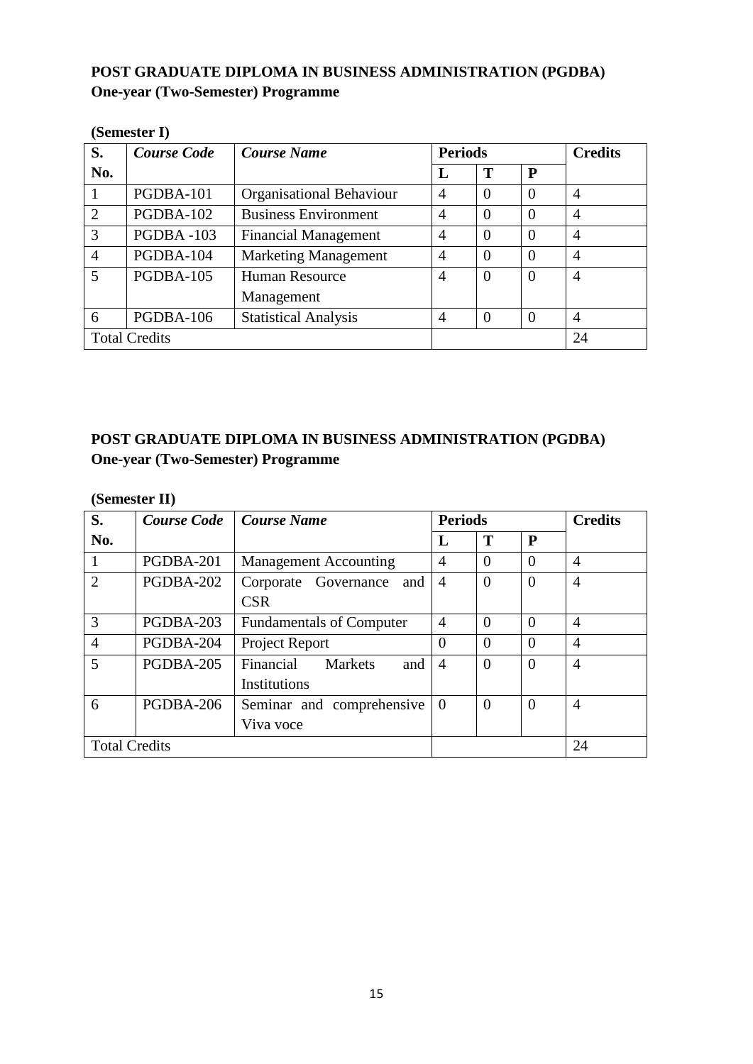**POST GRADUATE DIPLOMA IN BUSINESS ADMINISTRATION (PGDBA)**
**One-year (Two-Semester) Programme**

**(Semester I)**

| S. No. | *Course Code* | *Course Name* | Periods | | | Credits |
|---|---|---|---|---|---|---|
| | | | L | T | P | |
| 1 | PGDBA-101 | Organisational Behaviour | 4 | 0 | 0 | 4 |
| 2 | PGDBA-102 | Business Environment | 4 | 0 | 0 | 4 |
| 3 | PGDBA -103 | Financial Management | 4 | 0 | 0 | 4 |
| 4 | PGDBA-104 | Marketing Management | 4 | 0 | 0 | 4 |
| 5 | PGDBA-105 | Human Resource Management | 4 | 0 | 0 | 4 |
| 6 | PGDBA-106 | Statistical Analysis | 4 | 0 | 0 | 4 |
| Total Credits | | | | | | 24 |

**POST GRADUATE DIPLOMA IN BUSINESS ADMINISTRATION (PGDBA)**
**One-year (Two-Semester) Programme**

**(Semester II)**

| S. No. | *Course Code* | *Course Name* | Periods | | | Credits |
|---|---|---|---|---|---|---|
| | | | L | T | P | |
| 1 | PGDBA-201 | Management Accounting | 4 | 0 | 0 | 4 |
| 2 | PGDBA-202 | Corporate Governance and CSR | 4 | 0 | 0 | 4 |
| 3 | PGDBA-203 | Fundamentals of Computer | 4 | 0 | 0 | 4 |
| 4 | PGDBA-204 | Project Report | 0 | 0 | 0 | 4 |
| 5 | PGDBA-205 | Financial Markets and Institutions | 4 | 0 | 0 | 4 |
| 6 | PGDBA-206 | Seminar and comprehensive Viva voce | 0 | 0 | 0 | 4 |
| Total Credits | | | | | | 24 |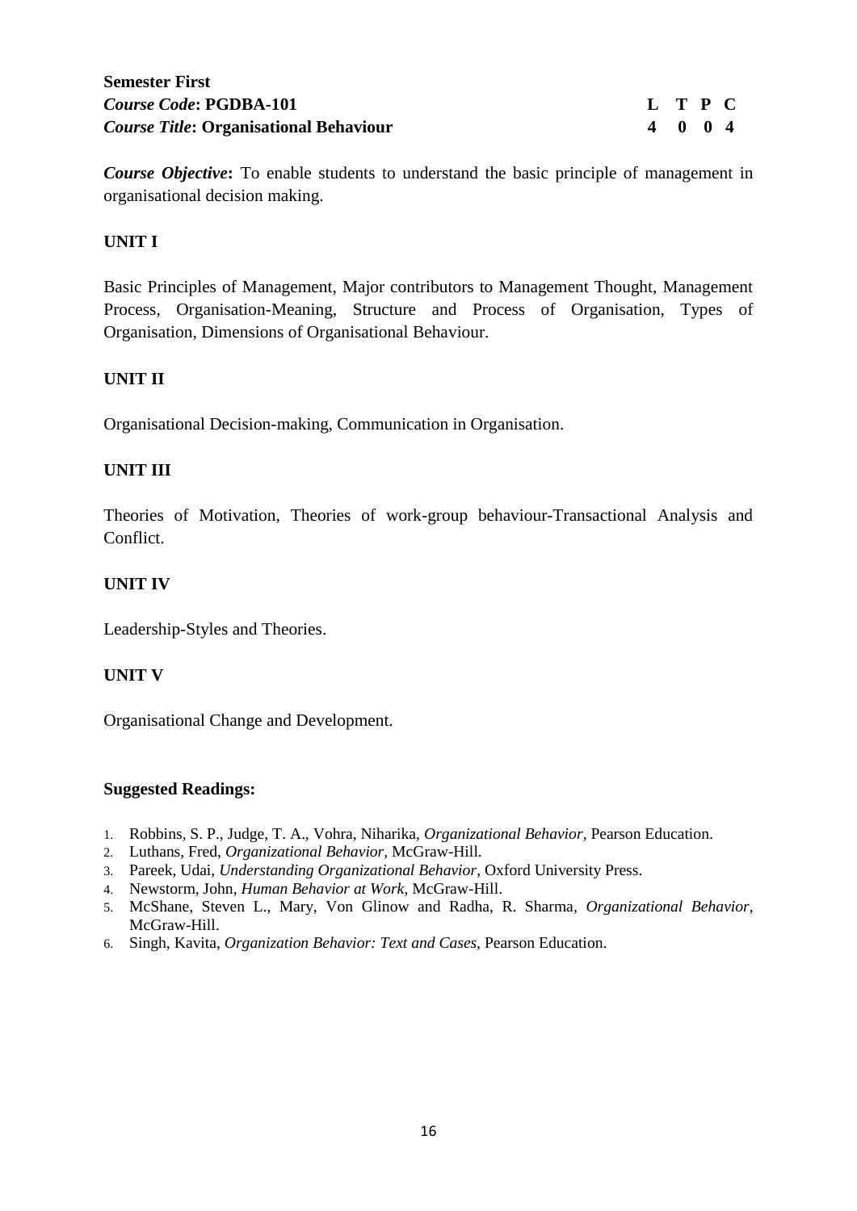**Semester First**

***Course Code*: PGDBA-101**

***Course Title*: Organisational Behaviour**

| L | T | P | C |
|---|---|---|---|
| 4 | 0 | 0 | 4 |

***Course Objective*:** To enable students to understand the basic principle of management in organisational decision making.

**UNIT I**

Basic Principles of Management, Major contributors to Management Thought, Management Process, Organisation-Meaning, Structure and Process of Organisation, Types of Organisation, Dimensions of Organisational Behaviour.

**UNIT II**

Organisational Decision-making, Communication in Organisation.

**UNIT III**

Theories of Motivation, Theories of work-group behaviour-Transactional Analysis and Conflict.

**UNIT IV**

Leadership-Styles and Theories.

**UNIT V**

Organisational Change and Development.

**Suggested Readings:**

1. Robbins, S. P., Judge, T. A., Vohra, Niharika, *Organizational Behavior*, Pearson Education.
2. Luthans, Fred, *Organizational Behavior*, McGraw-Hill.
3. Pareek, Udai, *Understanding Organizational Behavior*, Oxford University Press.
4. Newstorm, John, *Human Behavior at Work*, McGraw-Hill.
5. McShane, Steven L., Mary, Von Glinow and Radha, R. Sharma, *Organizational Behavior*, McGraw-Hill.
6. Singh, Kavita, *Organization Behavior: Text and Cases*, Pearson Education.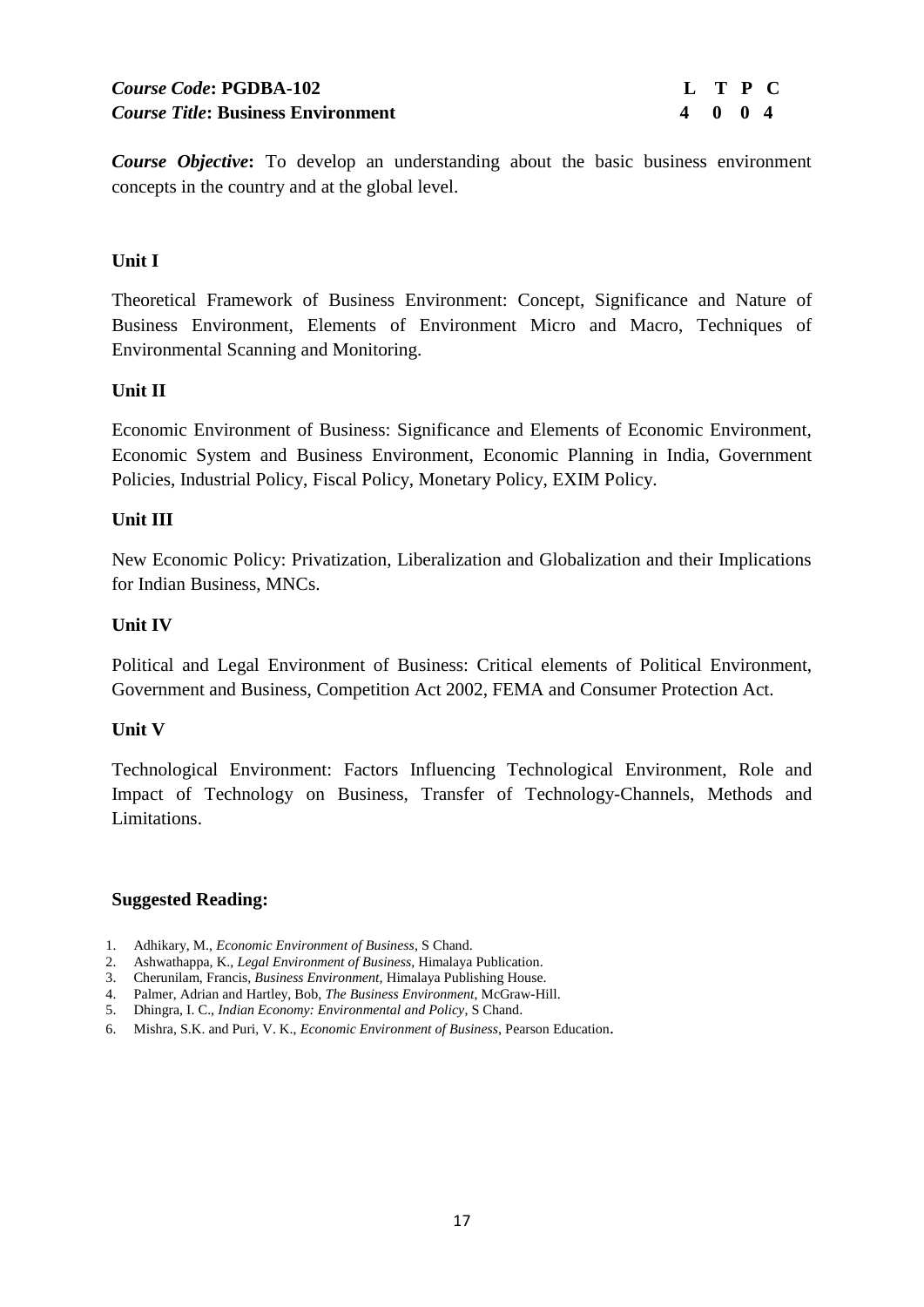***Course Code*: PGDBA-102**
***Course Title*: Business Environment**

| L | T | P | C |
|---|---|---|---|
| 4 | 0 | 0 | 4 |

***Course Objective*:** To develop an understanding about the basic business environment concepts in the country and at the global level.

**Unit I**

Theoretical Framework of Business Environment: Concept, Significance and Nature of Business Environment, Elements of Environment Micro and Macro, Techniques of Environmental Scanning and Monitoring.

**Unit II**

Economic Environment of Business: Significance and Elements of Economic Environment, Economic System and Business Environment, Economic Planning in India, Government Policies, Industrial Policy, Fiscal Policy, Monetary Policy, EXIM Policy.

**Unit III**

New Economic Policy: Privatization, Liberalization and Globalization and their Implications for Indian Business, MNCs.

**Unit IV**

Political and Legal Environment of Business: Critical elements of Political Environment, Government and Business, Competition Act 2002, FEMA and Consumer Protection Act.

**Unit V**

Technological Environment: Factors Influencing Technological Environment, Role and Impact of Technology on Business, Transfer of Technology-Channels, Methods and Limitations.

**Suggested Reading:**

1. Adhikary, M., *Economic Environment of Business*, S Chand.
2. Ashwathappa, K., *Legal Environment of Business*, Himalaya Publication.
3. Cherunilam, Francis, *Business Environment*, Himalaya Publishing House.
4. Palmer, Adrian and Hartley, Bob, *The Business Environment*, McGraw-Hill.
5. Dhingra, I. C., *Indian Economy: Environmental and Policy*, S Chand.
6. Mishra, S.K. and Puri, V. K., *Economic Environment of Business*, Pearson Education.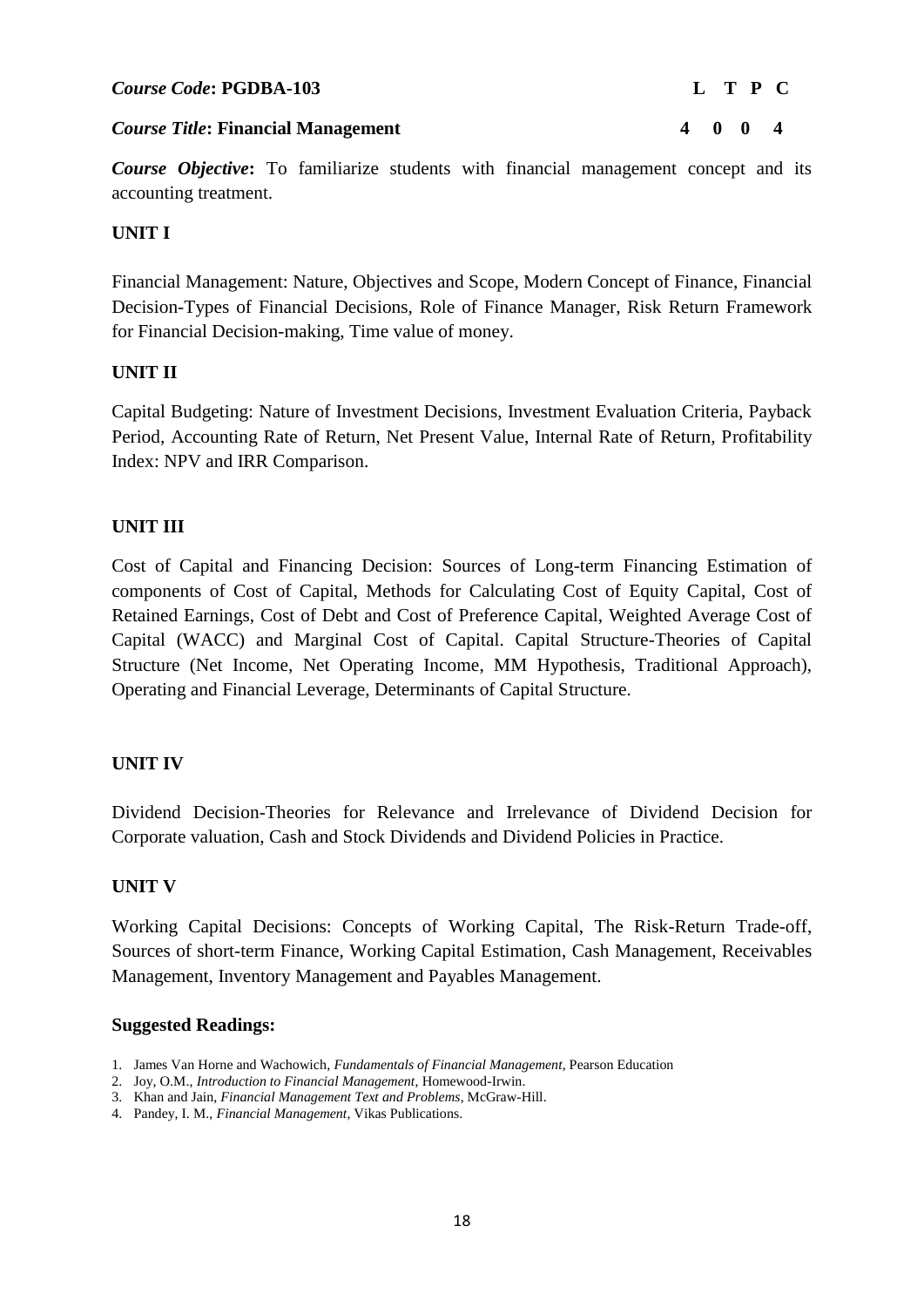***Course Code*: PGDBA-103** **L T P C**

***Course Title*: Financial Management** **4 0 0 4**

***Course Objective*:** To familiarize students with financial management concept and its accounting treatment.

**UNIT I**

Financial Management: Nature, Objectives and Scope, Modern Concept of Finance, Financial Decision-Types of Financial Decisions, Role of Finance Manager, Risk Return Framework for Financial Decision-making, Time value of money.

**UNIT II**

Capital Budgeting: Nature of Investment Decisions, Investment Evaluation Criteria, Payback Period, Accounting Rate of Return, Net Present Value, Internal Rate of Return, Profitability Index: NPV and IRR Comparison.

**UNIT III**

Cost of Capital and Financing Decision: Sources of Long-term Financing Estimation of components of Cost of Capital, Methods for Calculating Cost of Equity Capital, Cost of Retained Earnings, Cost of Debt and Cost of Preference Capital, Weighted Average Cost of Capital (WACC) and Marginal Cost of Capital. Capital Structure-Theories of Capital Structure (Net Income, Net Operating Income, MM Hypothesis, Traditional Approach), Operating and Financial Leverage, Determinants of Capital Structure.

**UNIT IV**

Dividend Decision-Theories for Relevance and Irrelevance of Dividend Decision for Corporate valuation, Cash and Stock Dividends and Dividend Policies in Practice.

**UNIT V**

Working Capital Decisions: Concepts of Working Capital, The Risk-Return Trade-off, Sources of short-term Finance, Working Capital Estimation, Cash Management, Receivables Management, Inventory Management and Payables Management.

**Suggested Readings:**

1. James Van Horne and Wachowich, *Fundamentals of Financial Management*, Pearson Education
2. Joy, O.M., *Introduction to Financial Management*, Homewood-Irwin.
3. Khan and Jain, *Financial Management Text and Problems*, McGraw-Hill.
4. Pandey, I. M., *Financial Management*, Vikas Publications.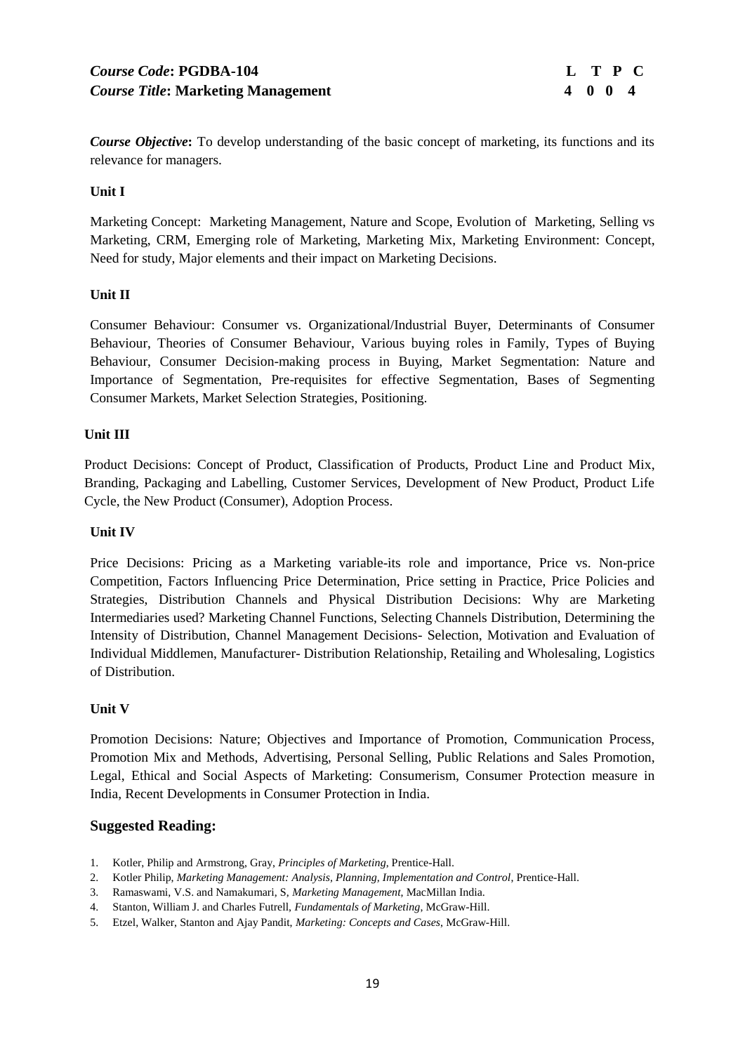***Course Code*: PGDBA-104** **L T P C**
***Course Title*: Marketing Management** **4 0 0 4**

***Course Objective*:** To develop understanding of the basic concept of marketing, its functions and its relevance for managers.

**Unit I**

Marketing Concept: Marketing Management, Nature and Scope, Evolution of Marketing, Selling vs Marketing, CRM, Emerging role of Marketing, Marketing Mix, Marketing Environment: Concept, Need for study, Major elements and their impact on Marketing Decisions.

**Unit II**

Consumer Behaviour: Consumer vs. Organizational/Industrial Buyer, Determinants of Consumer Behaviour, Theories of Consumer Behaviour, Various buying roles in Family, Types of Buying Behaviour, Consumer Decision-making process in Buying, Market Segmentation: Nature and Importance of Segmentation, Pre-requisites for effective Segmentation, Bases of Segmenting Consumer Markets, Market Selection Strategies, Positioning.

**Unit III**

Product Decisions: Concept of Product, Classification of Products, Product Line and Product Mix, Branding, Packaging and Labelling, Customer Services, Development of New Product, Product Life Cycle, the New Product (Consumer), Adoption Process.

**Unit IV**

Price Decisions: Pricing as a Marketing variable-its role and importance, Price vs. Non-price Competition, Factors Influencing Price Determination, Price setting in Practice, Price Policies and Strategies, Distribution Channels and Physical Distribution Decisions: Why are Marketing Intermediaries used? Marketing Channel Functions, Selecting Channels Distribution, Determining the Intensity of Distribution, Channel Management Decisions- Selection, Motivation and Evaluation of Individual Middlemen, Manufacturer- Distribution Relationship, Retailing and Wholesaling, Logistics of Distribution.

**Unit V**

Promotion Decisions: Nature; Objectives and Importance of Promotion, Communication Process, Promotion Mix and Methods, Advertising, Personal Selling, Public Relations and Sales Promotion, Legal, Ethical and Social Aspects of Marketing: Consumerism, Consumer Protection measure in India, Recent Developments in Consumer Protection in India.

## Suggested Reading:

1. Kotler, Philip and Armstrong, Gray, *Principles of Marketing*, Prentice-Hall.
2. Kotler Philip, *Marketing Management: Analysis, Planning, Implementation and Control*, Prentice-Hall.
3. Ramaswami, V.S. and Namakumari, S, *Marketing Management*, MacMillan India.
4. Stanton, William J. and Charles Futrell, *Fundamentals of Marketing*, McGraw-Hill.
5. Etzel, Walker, Stanton and Ajay Pandit, *Marketing: Concepts and Cases*, McGraw-Hill.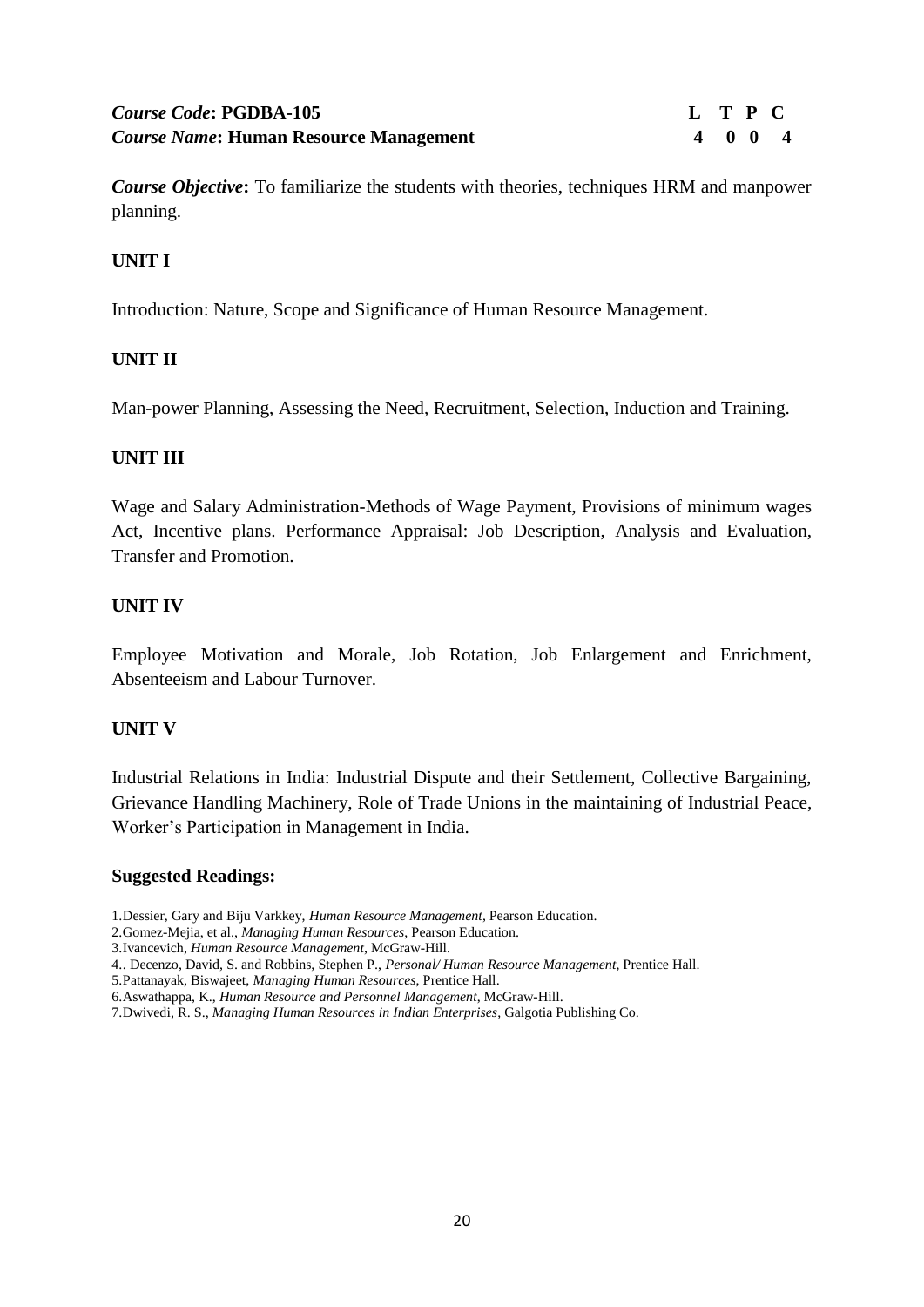| ***Course Code*: PGDBA-105** | **L** | **T** | **P** | **C** |
|---|---|---|---|---|
| ***Course Name*: Human Resource Management** | **4** | **0** | **0** | **4** |

***Course Objective*:** To familiarize the students with theories, techniques HRM and manpower planning.

## UNIT I

Introduction: Nature, Scope and Significance of Human Resource Management.

## UNIT II

Man-power Planning, Assessing the Need, Recruitment, Selection, Induction and Training.

## UNIT III

Wage and Salary Administration-Methods of Wage Payment, Provisions of minimum wages Act, Incentive plans. Performance Appraisal: Job Description, Analysis and Evaluation, Transfer and Promotion.

## UNIT IV

Employee Motivation and Morale, Job Rotation, Job Enlargement and Enrichment, Absenteeism and Labour Turnover.

## UNIT V

Industrial Relations in India: Industrial Dispute and their Settlement, Collective Bargaining, Grievance Handling Machinery, Role of Trade Unions in the maintaining of Industrial Peace, Worker's Participation in Management in India.

## Suggested Readings:

1.Dessier, Gary and Biju Varkkey, *Human Resource Management*, Pearson Education.
2.Gomez-Mejia, et al., *Managing Human Resources*, Pearson Education.
3.Ivancevich, *Human Resource Management*, McGraw-Hill.
4.. Decenzo, David, S. and Robbins, Stephen P., *Personal/ Human Resource Management*, Prentice Hall.
5.Pattanayak, Biswajeet, *Managing Human Resources*, Prentice Hall.
6.Aswathappa, K., *Human Resource and Personnel Management*, McGraw-Hill.
7.Dwivedi, R. S., *Managing Human Resources in Indian Enterprises*, Galgotia Publishing Co.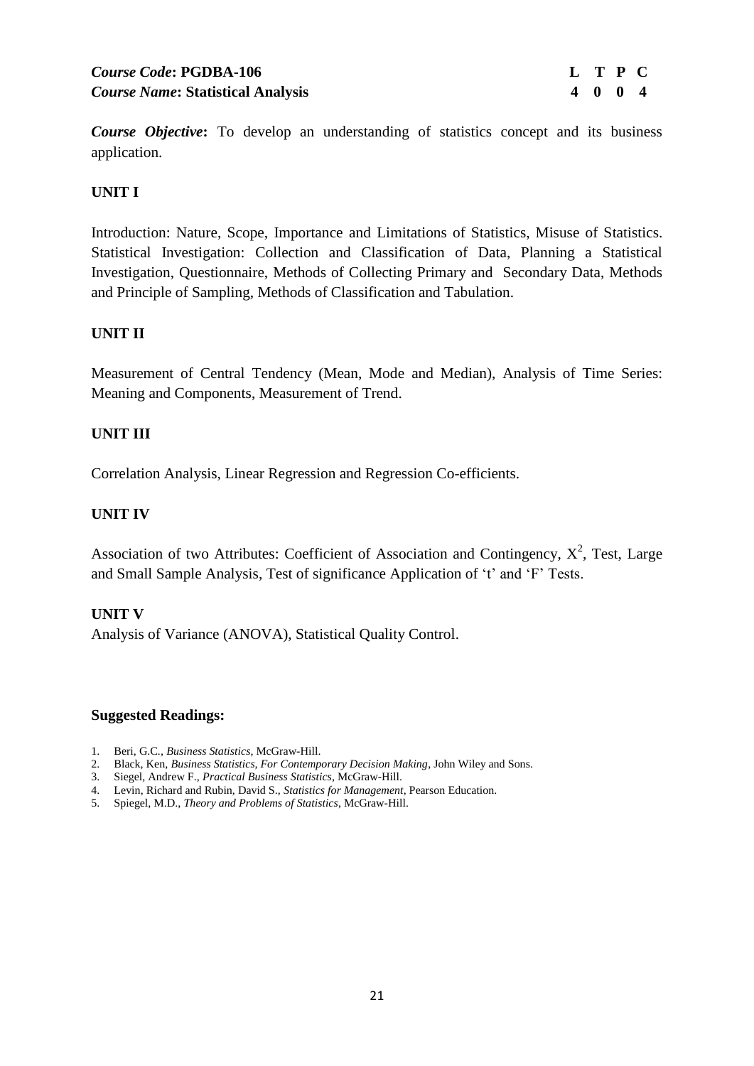***Course Code*: PGDBA-106** **L T P C**
***Course Name*: Statistical Analysis** **4 0 0 4**

***Course Objective*:** To develop an understanding of statistics concept and its business application.

**UNIT I**

Introduction: Nature, Scope, Importance and Limitations of Statistics, Misuse of Statistics. Statistical Investigation: Collection and Classification of Data, Planning a Statistical Investigation, Questionnaire, Methods of Collecting Primary and Secondary Data, Methods and Principle of Sampling, Methods of Classification and Tabulation.

**UNIT II**

Measurement of Central Tendency (Mean, Mode and Median), Analysis of Time Series: Meaning and Components, Measurement of Trend.

**UNIT III**

Correlation Analysis, Linear Regression and Regression Co-efficients.

**UNIT IV**

Association of two Attributes: Coefficient of Association and Contingency, $X^2$, Test, Large and Small Sample Analysis, Test of significance Application of 't' and 'F' Tests.

**UNIT V**

Analysis of Variance (ANOVA), Statistical Quality Control.

**Suggested Readings:**

1. Beri, G.C., *Business Statistics*, McGraw-Hill.
2. Black, Ken, *Business Statistics, For Contemporary Decision Making*, John Wiley and Sons.
3. Siegel, Andrew F., *Practical Business Statistics*, McGraw-Hill.
4. Levin, Richard and Rubin, David S., *Statistics for Management*, Pearson Education.
5. Spiegel, M.D., *Theory and Problems of Statistics*, McGraw-Hill.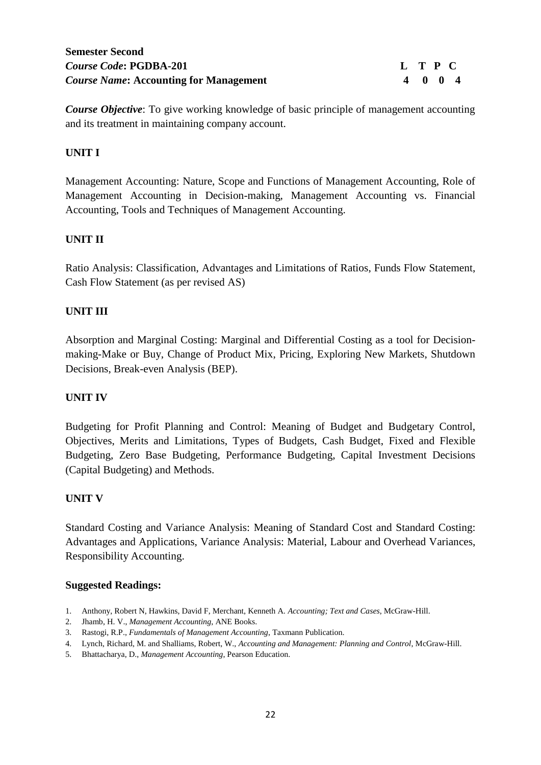**Semester Second**

***Course Code*: PGDBA-201**

***Course Name*: Accounting for Management**

| L | T | P | C |
|---|---|---|---|
| 4 | 0 | 0 | 4 |

***Course Objective***: To give working knowledge of basic principle of management accounting and its treatment in maintaining company account.

**UNIT I**

Management Accounting: Nature, Scope and Functions of Management Accounting, Role of Management Accounting in Decision-making, Management Accounting vs. Financial Accounting, Tools and Techniques of Management Accounting.

**UNIT II**

Ratio Analysis: Classification, Advantages and Limitations of Ratios, Funds Flow Statement, Cash Flow Statement (as per revised AS)

**UNIT III**

Absorption and Marginal Costing: Marginal and Differential Costing as a tool for Decision-making-Make or Buy, Change of Product Mix, Pricing, Exploring New Markets, Shutdown Decisions, Break-even Analysis (BEP).

**UNIT IV**

Budgeting for Profit Planning and Control: Meaning of Budget and Budgetary Control, Objectives, Merits and Limitations, Types of Budgets, Cash Budget, Fixed and Flexible Budgeting, Zero Base Budgeting, Performance Budgeting, Capital Investment Decisions (Capital Budgeting) and Methods.

**UNIT V**

Standard Costing and Variance Analysis: Meaning of Standard Cost and Standard Costing: Advantages and Applications, Variance Analysis: Material, Labour and Overhead Variances, Responsibility Accounting.

**Suggested Readings:**

1. Anthony, Robert N, Hawkins, David F, Merchant, Kenneth A. *Accounting; Text and Cases*, McGraw-Hill.
2. Jhamb, H. V., *Management Accounting*, ANE Books.
3. Rastogi, R.P., *Fundamentals of Management Accounting*, Taxmann Publication.
4. Lynch, Richard, M. and Shalliams, Robert, W., *Accounting and Management: Planning and Control*, McGraw-Hill.
5. Bhattacharya, D., *Management Accounting*, Pearson Education.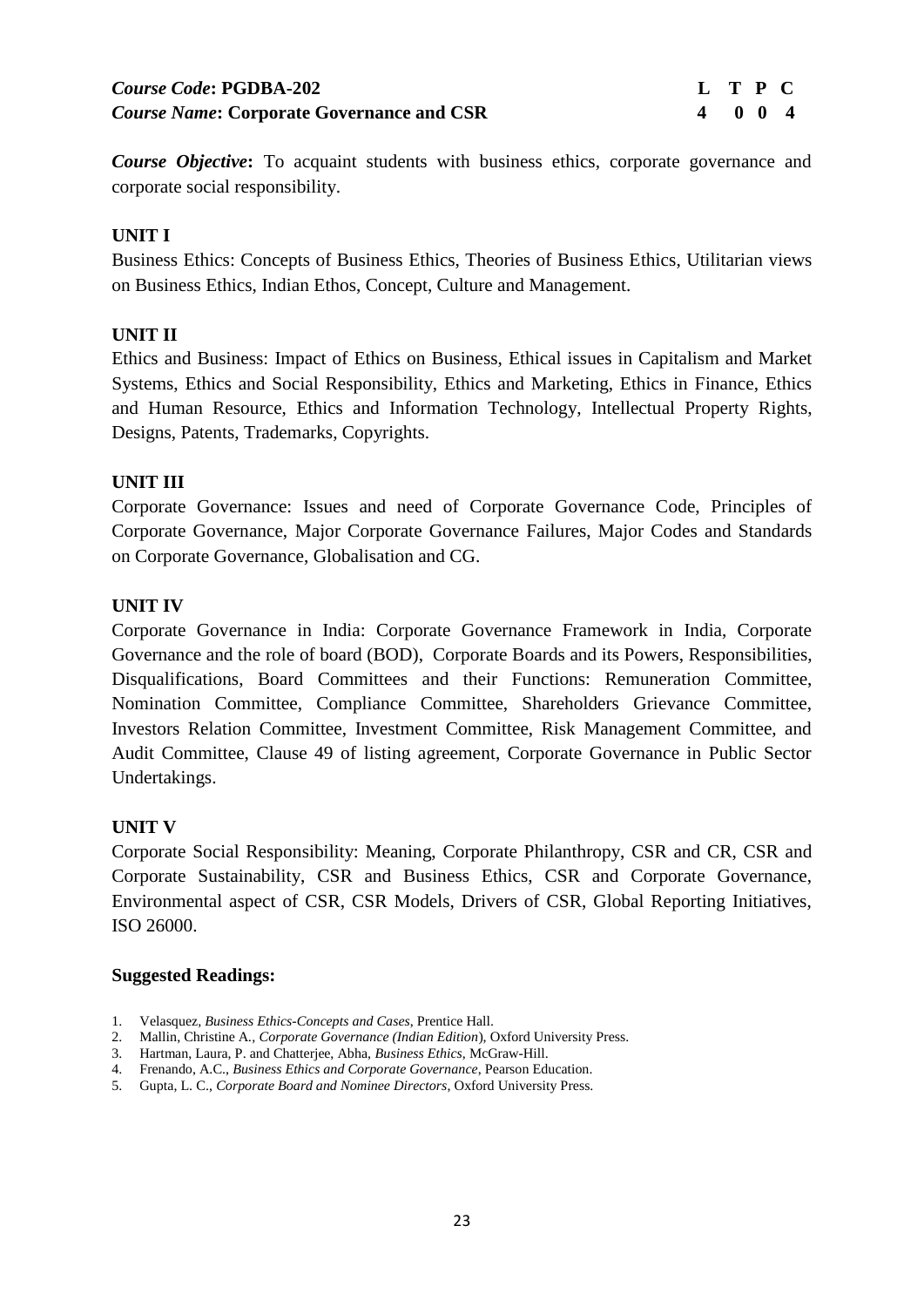***Course Code*: PGDBA-202**
***Course Name*: Corporate Governance and CSR**

| L | T | P | C |
|---|---|---|---|
| 4 | 0 | 0 | 4 |

***Course Objective*:** To acquaint students with business ethics, corporate governance and corporate social responsibility.

**UNIT I**

Business Ethics: Concepts of Business Ethics, Theories of Business Ethics, Utilitarian views on Business Ethics, Indian Ethos, Concept, Culture and Management.

**UNIT II**

Ethics and Business: Impact of Ethics on Business, Ethical issues in Capitalism and Market Systems, Ethics and Social Responsibility, Ethics and Marketing, Ethics in Finance, Ethics and Human Resource, Ethics and Information Technology, Intellectual Property Rights, Designs, Patents, Trademarks, Copyrights.

**UNIT III**

Corporate Governance: Issues and need of Corporate Governance Code, Principles of Corporate Governance, Major Corporate Governance Failures, Major Codes and Standards on Corporate Governance, Globalisation and CG.

**UNIT IV**

Corporate Governance in India: Corporate Governance Framework in India, Corporate Governance and the role of board (BOD), Corporate Boards and its Powers, Responsibilities, Disqualifications, Board Committees and their Functions: Remuneration Committee, Nomination Committee, Compliance Committee, Shareholders Grievance Committee, Investors Relation Committee, Investment Committee, Risk Management Committee, and Audit Committee, Clause 49 of listing agreement, Corporate Governance in Public Sector Undertakings.

**UNIT V**

Corporate Social Responsibility: Meaning, Corporate Philanthropy, CSR and CR, CSR and Corporate Sustainability, CSR and Business Ethics, CSR and Corporate Governance, Environmental aspect of CSR, CSR Models, Drivers of CSR, Global Reporting Initiatives, ISO 26000.

**Suggested Readings:**

1. Velasquez, *Business Ethics-Concepts and Cases*, Prentice Hall.
2. Mallin, Christine A., *Corporate Governance (Indian Edition*), Oxford University Press.
3. Hartman, Laura, P. and Chatterjee, Abha, *Business Ethics*, McGraw-Hill.
4. Frenando, A.C., *Business Ethics and Corporate Governance*, Pearson Education.
5. Gupta, L. C., *Corporate Board and Nominee Directors*, Oxford University Press.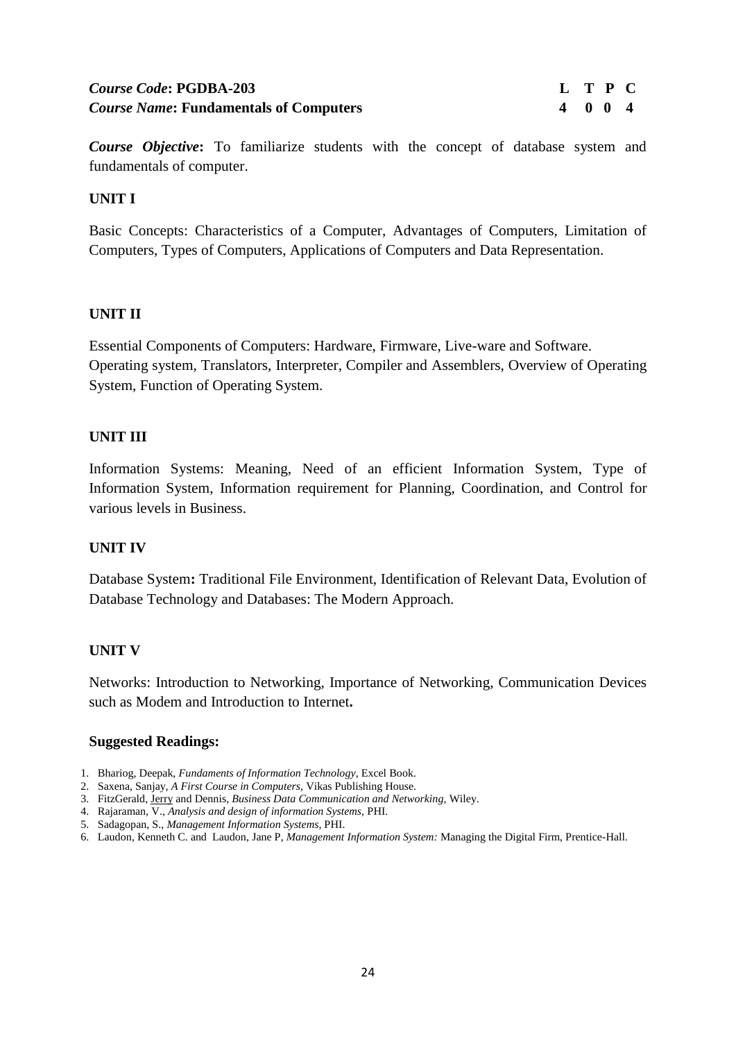| *Course Code*: **PGDBA-203** | **L** | **T** | **P** | **C** |
|---|---|---|---|---|
| *Course Name*: **Fundamentals of Computers** | **4** | **0** | **0** | **4** |

***Course Objective*:** To familiarize students with the concept of database system and fundamentals of computer.

**UNIT I**

Basic Concepts: Characteristics of a Computer, Advantages of Computers, Limitation of Computers, Types of Computers, Applications of Computers and Data Representation.

**UNIT II**

Essential Components of Computers: Hardware, Firmware, Live-ware and Software.
Operating system, Translators, Interpreter, Compiler and Assemblers, Overview of Operating System, Function of Operating System.

**UNIT III**

Information Systems: Meaning, Need of an efficient Information System, Type of Information System, Information requirement for Planning, Coordination, and Control for various levels in Business.

**UNIT IV**

Database System**:** Traditional File Environment, Identification of Relevant Data, Evolution of Database Technology and Databases: The Modern Approach.

**UNIT V**

Networks: Introduction to Networking, Importance of Networking, Communication Devices such as Modem and Introduction to Internet**.**

**Suggested Readings:**

1. Bhariog, Deepak, *Fundaments of Information Technology*, Excel Book.
2. Saxena, Sanjay, *A First Course in Computers,* Vikas Publishing House.
3. FitzGerald, Jerry and Dennis, *Business Data Communication and Networking,* Wiley.
4. Rajaraman, V., *Analysis and design of information Systems*, PHI.
5. Sadagopan, S., *Management Information Systems,* PHI.
6. Laudon, Kenneth C. and Laudon, Jane P, *Management Information System:* Managing the Digital Firm, Prentice-Hall.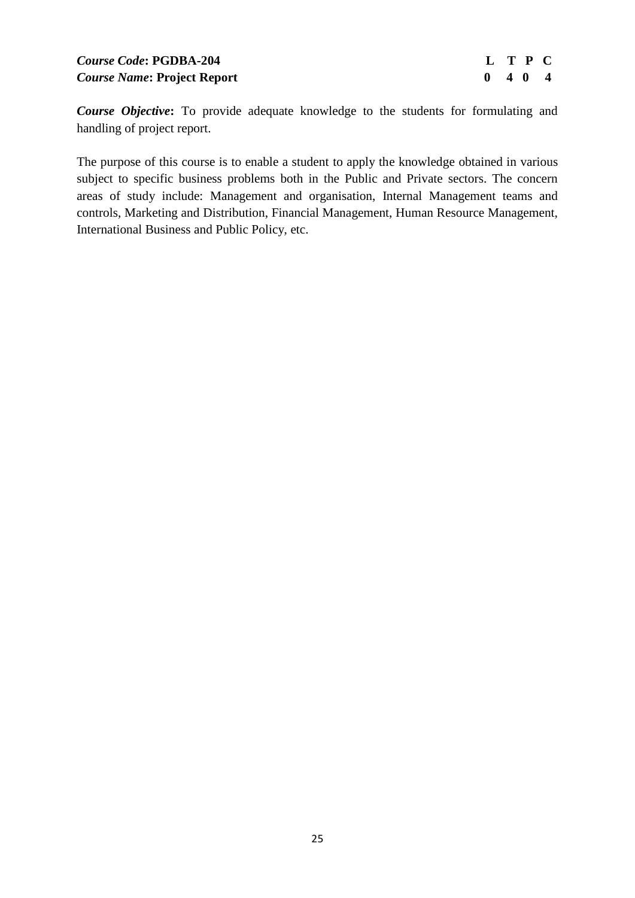***Course Code*: PGDBA-204**
***Course Name*: Project Report**

| L | T | P | C |
|---|---|---|---|
| 0 | 4 | 0 | 4 |

***Course Objective*:** To provide adequate knowledge to the students for formulating and handling of project report.

The purpose of this course is to enable a student to apply the knowledge obtained in various subject to specific business problems both in the Public and Private sectors. The concern areas of study include: Management and organisation, Internal Management teams and controls, Marketing and Distribution, Financial Management, Human Resource Management, International Business and Public Policy, etc.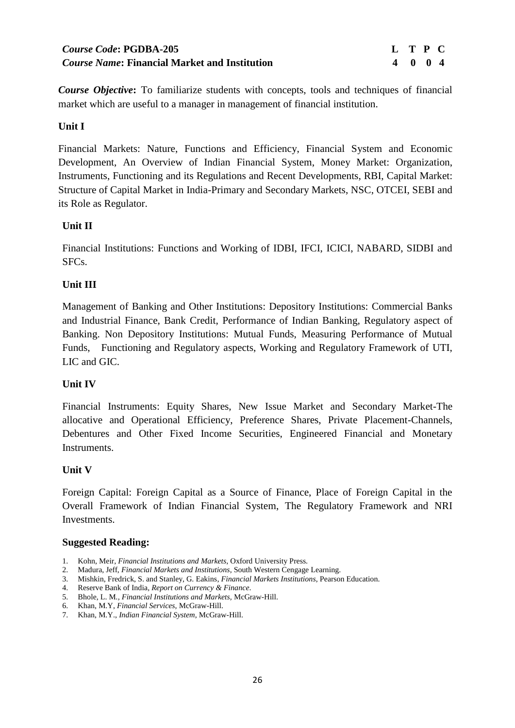***Course Code*: PGDBA-205**
***Course Name*: Financial Market and Institution**

| L | T | P | C |
|---|---|---|---|
| 4 | 0 | 0 | 4 |

***Course Objective*:** To familiarize students with concepts, tools and techniques of financial market which are useful to a manager in management of financial institution.

**Unit I**

Financial Markets: Nature, Functions and Efficiency, Financial System and Economic Development, An Overview of Indian Financial System, Money Market: Organization, Instruments, Functioning and its Regulations and Recent Developments, RBI, Capital Market: Structure of Capital Market in India-Primary and Secondary Markets, NSC, OTCEI, SEBI and its Role as Regulator.

**Unit II**

Financial Institutions: Functions and Working of IDBI, IFCI, ICICI, NABARD, SIDBI and SFCs.

**Unit III**

Management of Banking and Other Institutions: Depository Institutions: Commercial Banks and Industrial Finance, Bank Credit, Performance of Indian Banking, Regulatory aspect of Banking. Non Depository Institutions: Mutual Funds, Measuring Performance of Mutual Funds, Functioning and Regulatory aspects, Working and Regulatory Framework of UTI, LIC and GIC.

**Unit IV**

Financial Instruments: Equity Shares, New Issue Market and Secondary Market-The allocative and Operational Efficiency, Preference Shares, Private Placement-Channels, Debentures and Other Fixed Income Securities, Engineered Financial and Monetary Instruments.

**Unit V**

Foreign Capital: Foreign Capital as a Source of Finance, Place of Foreign Capital in the Overall Framework of Indian Financial System, The Regulatory Framework and NRI Investments.

**Suggested Reading:**

1. Kohn, Meir, *Financial Institutions and Markets*, Oxford University Press.
2. Madura, Jeff, *Financial Markets and Institutions*, South Western Cengage Learning.
3. Mishkin, Fredrick, S. and Stanley, G. Eakins*, Financial Markets Institutions*, Pearson Education.
4. Reserve Bank of India, *Report on Currency & Finance*.
5. Bhole, L. M.*, Financial Institutions and Markets,* McGraw-Hill.
6. Khan, M.Y, *Financial Services,* McGraw-Hill.
7. Khan, M.Y., *Indian Financial System*, McGraw-Hill.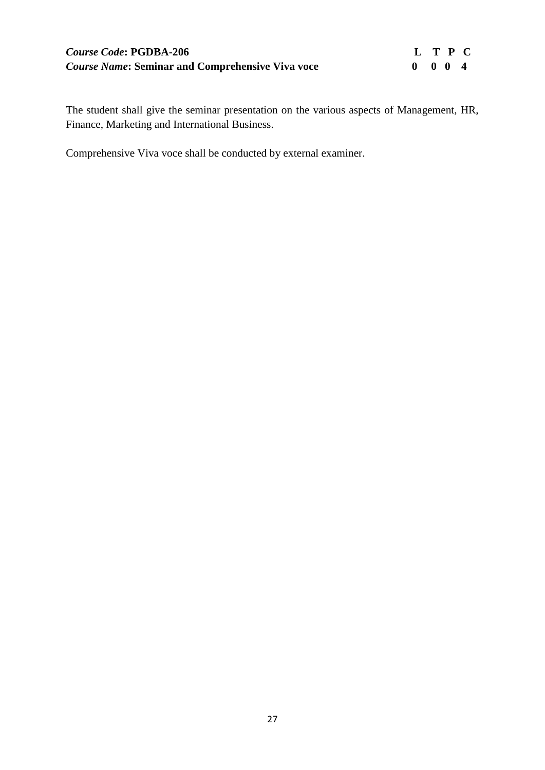***Course Code*: PGDBA-206**
***Course Name*: Seminar and Comprehensive Viva voce**

| L | T | P | C |
|---|---|---|---|
| **0** | **0** | **0** | **4** |

The student shall give the seminar presentation on the various aspects of Management, HR, Finance, Marketing and International Business.

Comprehensive Viva voce shall be conducted by external examiner.